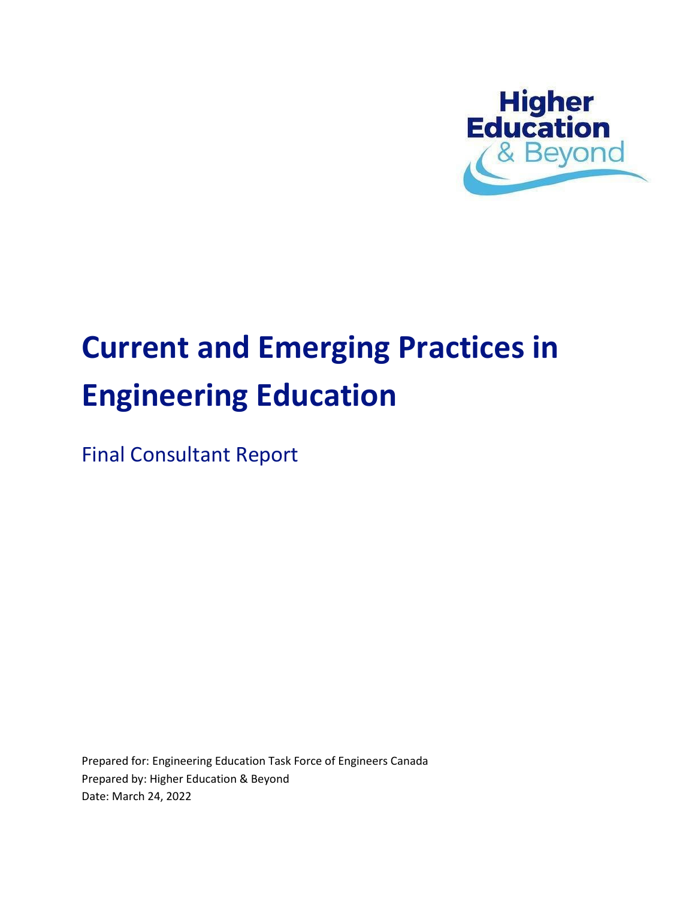Higher Education & Beyond

# Current and Emerging Practices in Engineering Education

Final Consultant Report

Prepared for: Engineering Education Task Force of Engineers Canada
Prepared by: Higher Education & Beyond
Date: March 24, 2022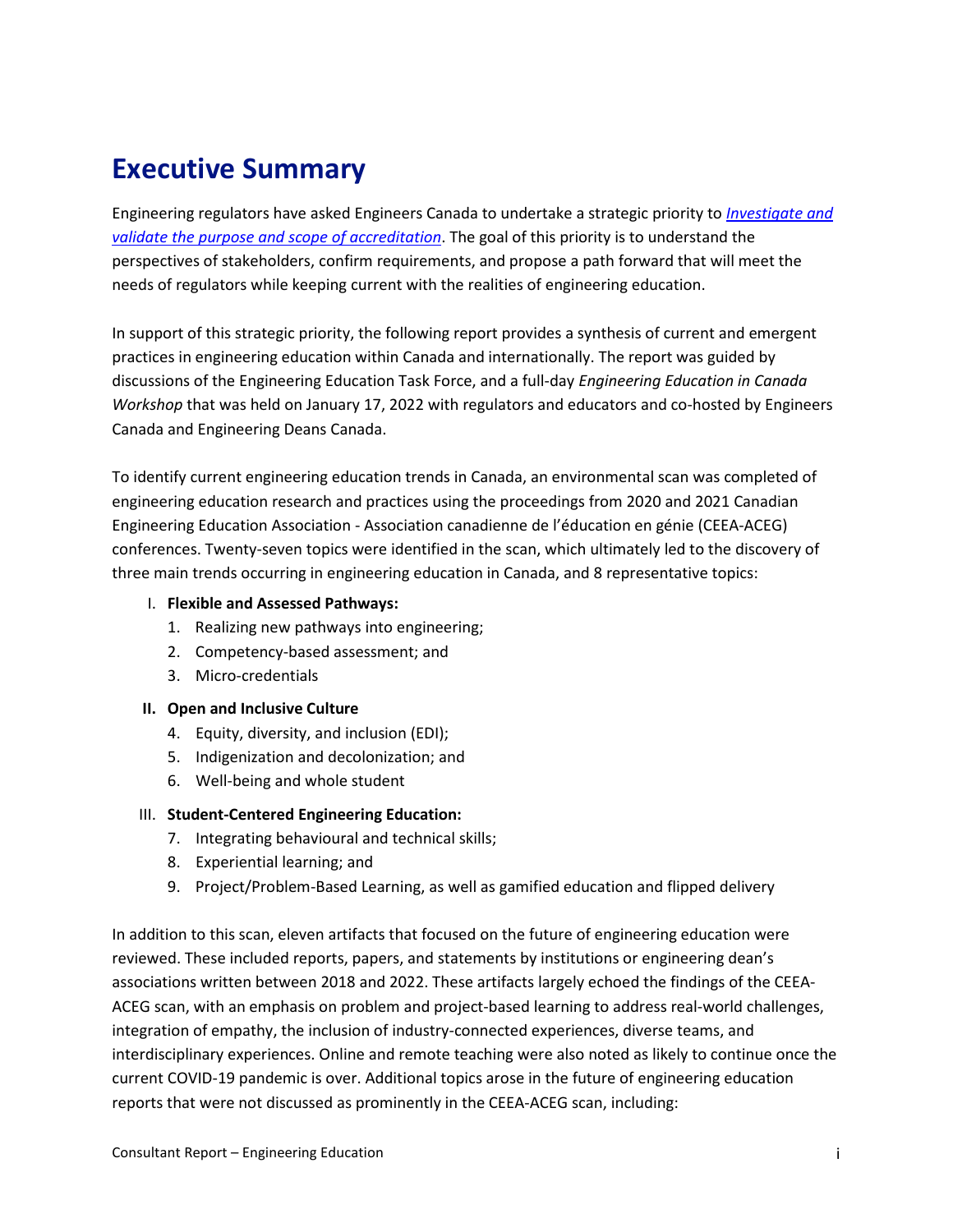# Executive Summary

Engineering regulators have asked Engineers Canada to undertake a strategic priority to *Investigate and validate the purpose and scope of accreditation*. The goal of this priority is to understand the perspectives of stakeholders, confirm requirements, and propose a path forward that will meet the needs of regulators while keeping current with the realities of engineering education.

In support of this strategic priority, the following report provides a synthesis of current and emergent practices in engineering education within Canada and internationally. The report was guided by discussions of the Engineering Education Task Force, and a full-day *Engineering Education in Canada Workshop* that was held on January 17, 2022 with regulators and educators and co-hosted by Engineers Canada and Engineering Deans Canada.

To identify current engineering education trends in Canada, an environmental scan was completed of engineering education research and practices using the proceedings from 2020 and 2021 Canadian Engineering Education Association - Association canadienne de l'éducation en génie (CEEA-ACEG) conferences. Twenty-seven topics were identified in the scan, which ultimately led to the discovery of three main trends occurring in engineering education in Canada, and 8 representative topics:

I. **Flexible and Assessed Pathways:**
   1. Realizing new pathways into engineering;
   2. Competency-based assessment; and
   3. Micro-credentials

II. **Open and Inclusive Culture**
   4. Equity, diversity, and inclusion (EDI);
   5. Indigenization and decolonization; and
   6. Well-being and whole student

III. **Student-Centered Engineering Education:**
   7. Integrating behavioural and technical skills;
   8. Experiential learning; and
   9. Project/Problem-Based Learning, as well as gamified education and flipped delivery

In addition to this scan, eleven artifacts that focused on the future of engineering education were reviewed. These included reports, papers, and statements by institutions or engineering dean's associations written between 2018 and 2022. These artifacts largely echoed the findings of the CEEA-ACEG scan, with an emphasis on problem and project-based learning to address real-world challenges, integration of empathy, the inclusion of industry-connected experiences, diverse teams, and interdisciplinary experiences. Online and remote teaching were also noted as likely to continue once the current COVID-19 pandemic is over. Additional topics arose in the future of engineering education reports that were not discussed as prominently in the CEEA-ACEG scan, including: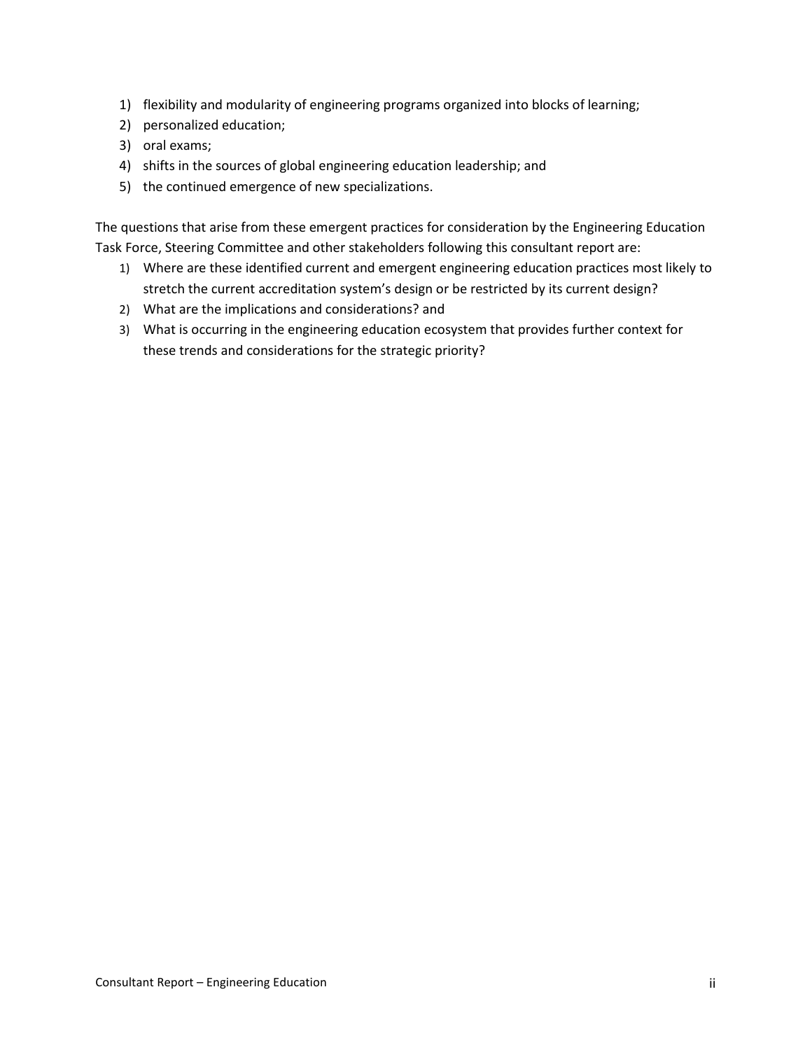1) flexibility and modularity of engineering programs organized into blocks of learning;
2) personalized education;
3) oral exams;
4) shifts in the sources of global engineering education leadership; and
5) the continued emergence of new specializations.

The questions that arise from these emergent practices for consideration by the Engineering Education Task Force, Steering Committee and other stakeholders following this consultant report are:

1) Where are these identified current and emergent engineering education practices most likely to stretch the current accreditation system's design or be restricted by its current design?
2) What are the implications and considerations? and
3) What is occurring in the engineering education ecosystem that provides further context for these trends and considerations for the strategic priority?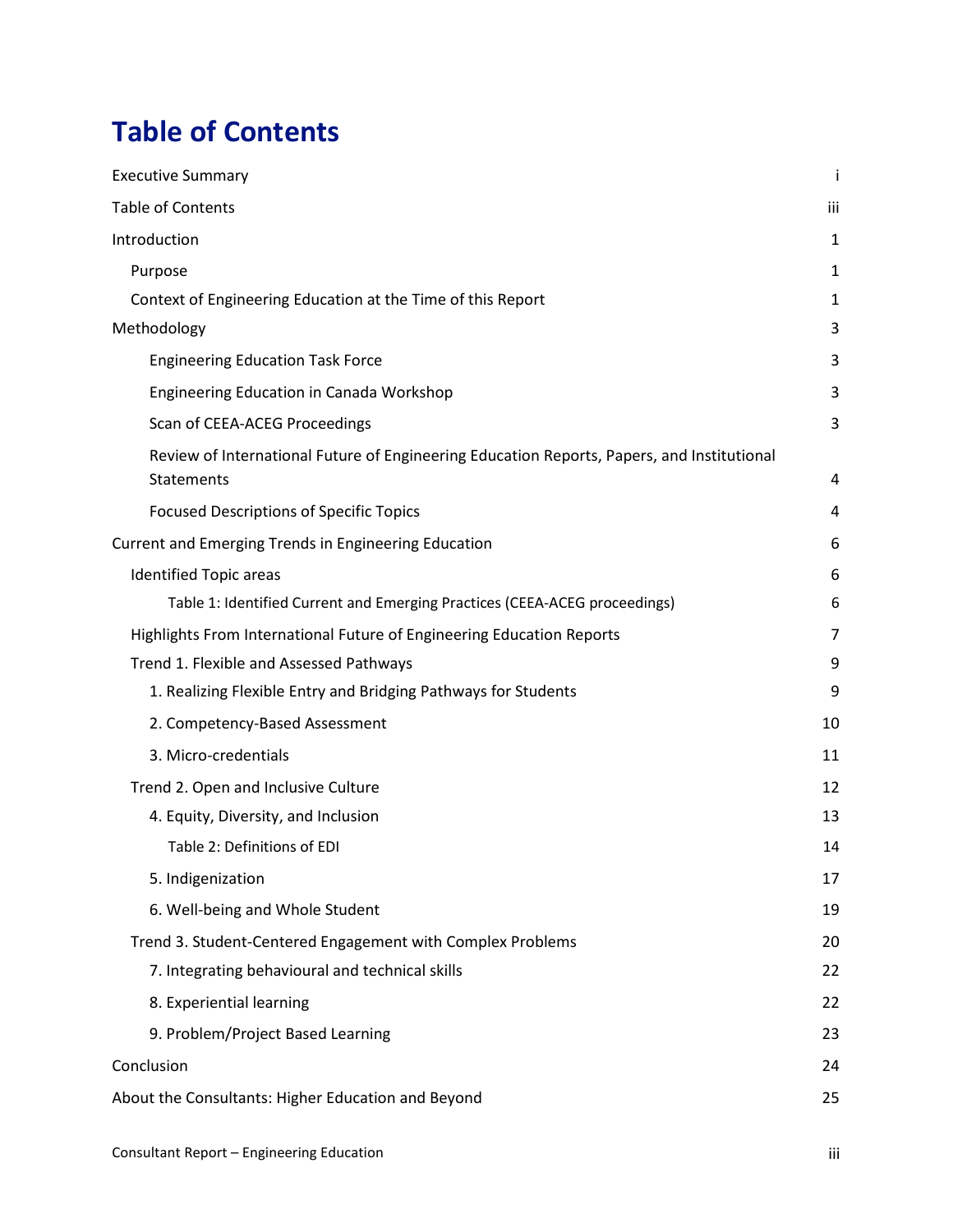# Table of Contents

| | |
|---|---|
| Executive Summary | i |
| Table of Contents | iii |
| Introduction | 1 |
| Purpose | 1 |
| Context of Engineering Education at the Time of this Report | 1 |
| Methodology | 3 |
| Engineering Education Task Force | 3 |
| Engineering Education in Canada Workshop | 3 |
| Scan of CEEA-ACEG Proceedings | 3 |
| Review of International Future of Engineering Education Reports, Papers, and Institutional Statements | 4 |
| Focused Descriptions of Specific Topics | 4 |
| Current and Emerging Trends in Engineering Education | 6 |
| Identified Topic areas | 6 |
| Table 1: Identified Current and Emerging Practices (CEEA-ACEG proceedings) | 6 |
| Highlights From International Future of Engineering Education Reports | 7 |
| Trend 1. Flexible and Assessed Pathways | 9 |
| 1. Realizing Flexible Entry and Bridging Pathways for Students | 9 |
| 2. Competency-Based Assessment | 10 |
| 3. Micro-credentials | 11 |
| Trend 2. Open and Inclusive Culture | 12 |
| 4. Equity, Diversity, and Inclusion | 13 |
| Table 2: Definitions of EDI | 14 |
| 5. Indigenization | 17 |
| 6. Well-being and Whole Student | 19 |
| Trend 3. Student-Centered Engagement with Complex Problems | 20 |
| 7. Integrating behavioural and technical skills | 22 |
| 8. Experiential learning | 22 |
| 9. Problem/Project Based Learning | 23 |
| Conclusion | 24 |
| About the Consultants: Higher Education and Beyond | 25 |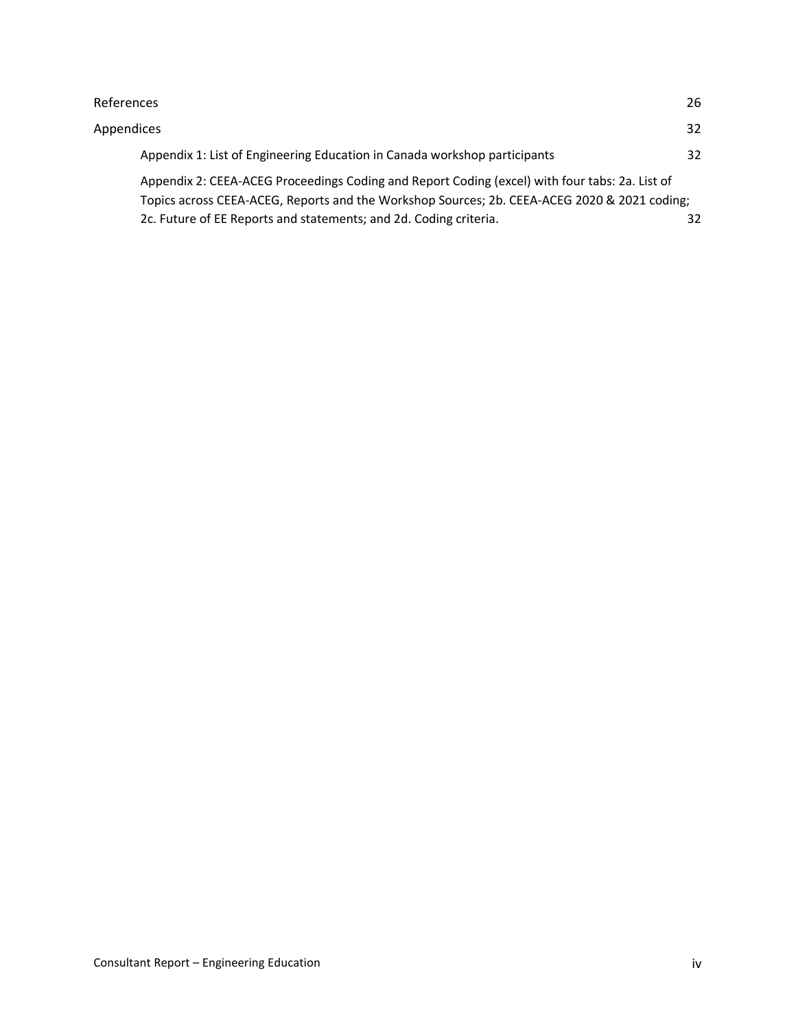References 26

Appendices 32

- Appendix 1: List of Engineering Education in Canada workshop participants 32
- Appendix 2: CEEA-ACEG Proceedings Coding and Report Coding (excel) with four tabs: 2a. List of Topics across CEEA-ACEG, Reports and the Workshop Sources; 2b. CEEA-ACEG 2020 & 2021 coding; 2c. Future of EE Reports and statements; and 2d. Coding criteria. 32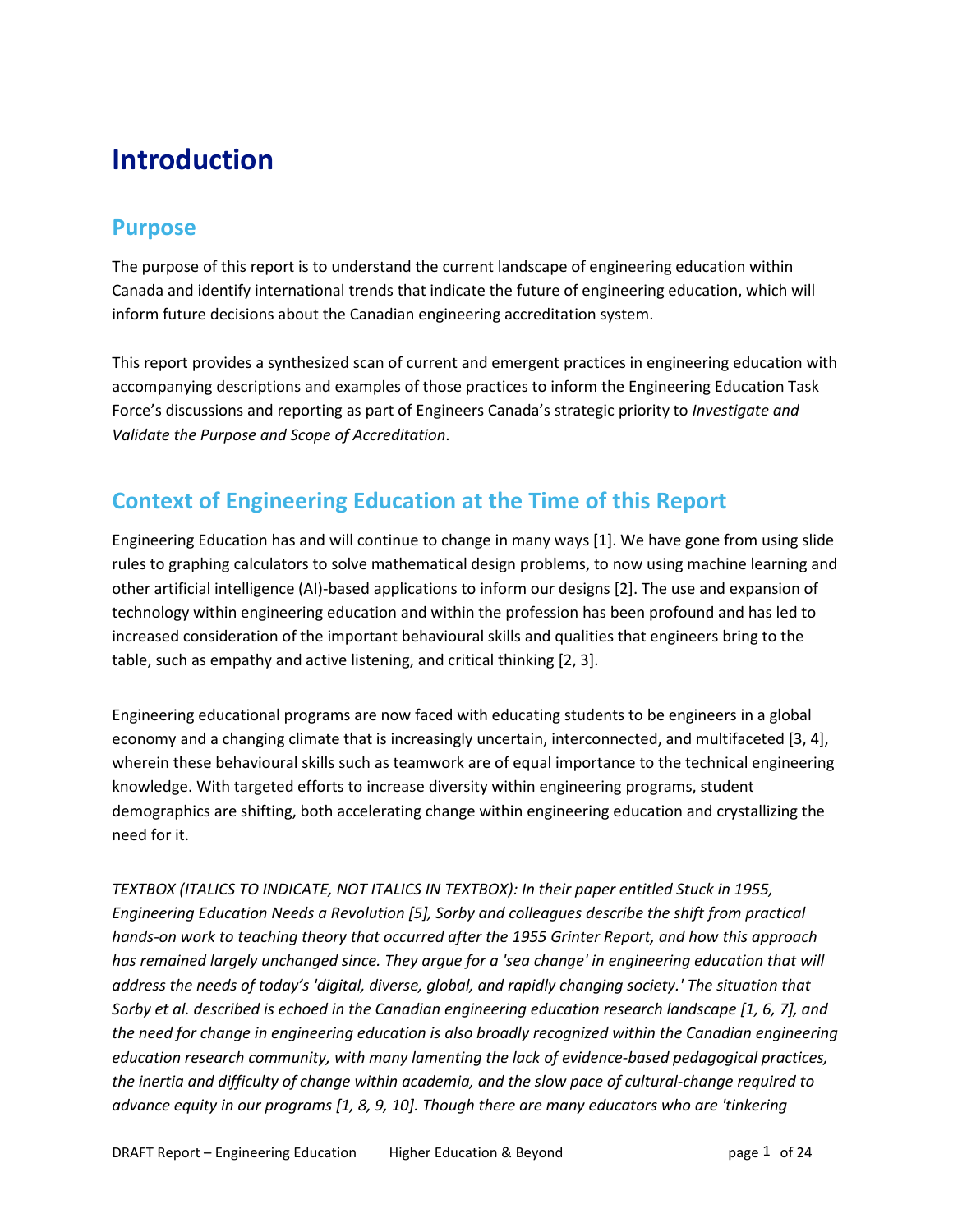# Introduction

## Purpose

The purpose of this report is to understand the current landscape of engineering education within Canada and identify international trends that indicate the future of engineering education, which will inform future decisions about the Canadian engineering accreditation system.

This report provides a synthesized scan of current and emergent practices in engineering education with accompanying descriptions and examples of those practices to inform the Engineering Education Task Force's discussions and reporting as part of Engineers Canada's strategic priority to *Investigate and Validate the Purpose and Scope of Accreditation*.

## Context of Engineering Education at the Time of this Report

Engineering Education has and will continue to change in many ways [1]. We have gone from using slide rules to graphing calculators to solve mathematical design problems, to now using machine learning and other artificial intelligence (AI)-based applications to inform our designs [2]. The use and expansion of technology within engineering education and within the profession has been profound and has led to increased consideration of the important behavioural skills and qualities that engineers bring to the table, such as empathy and active listening, and critical thinking [2, 3].

Engineering educational programs are now faced with educating students to be engineers in a global economy and a changing climate that is increasingly uncertain, interconnected, and multifaceted [3, 4], wherein these behavioural skills such as teamwork are of equal importance to the technical engineering knowledge. With targeted efforts to increase diversity within engineering programs, student demographics are shifting, both accelerating change within engineering education and crystallizing the need for it.

*TEXTBOX (ITALICS TO INDICATE, NOT ITALICS IN TEXTBOX): In their paper entitled Stuck in 1955, Engineering Education Needs a Revolution [5], Sorby and colleagues describe the shift from practical hands-on work to teaching theory that occurred after the 1955 Grinter Report, and how this approach has remained largely unchanged since. They argue for a 'sea change' in engineering education that will address the needs of today's 'digital, diverse, global, and rapidly changing society.' The situation that Sorby et al. described is echoed in the Canadian engineering education research landscape [1, 6, 7], and the need for change in engineering education is also broadly recognized within the Canadian engineering education research community, with many lamenting the lack of evidence-based pedagogical practices, the inertia and difficulty of change within academia, and the slow pace of cultural-change required to advance equity in our programs [1, 8, 9, 10]. Though there are many educators who are 'tinkering*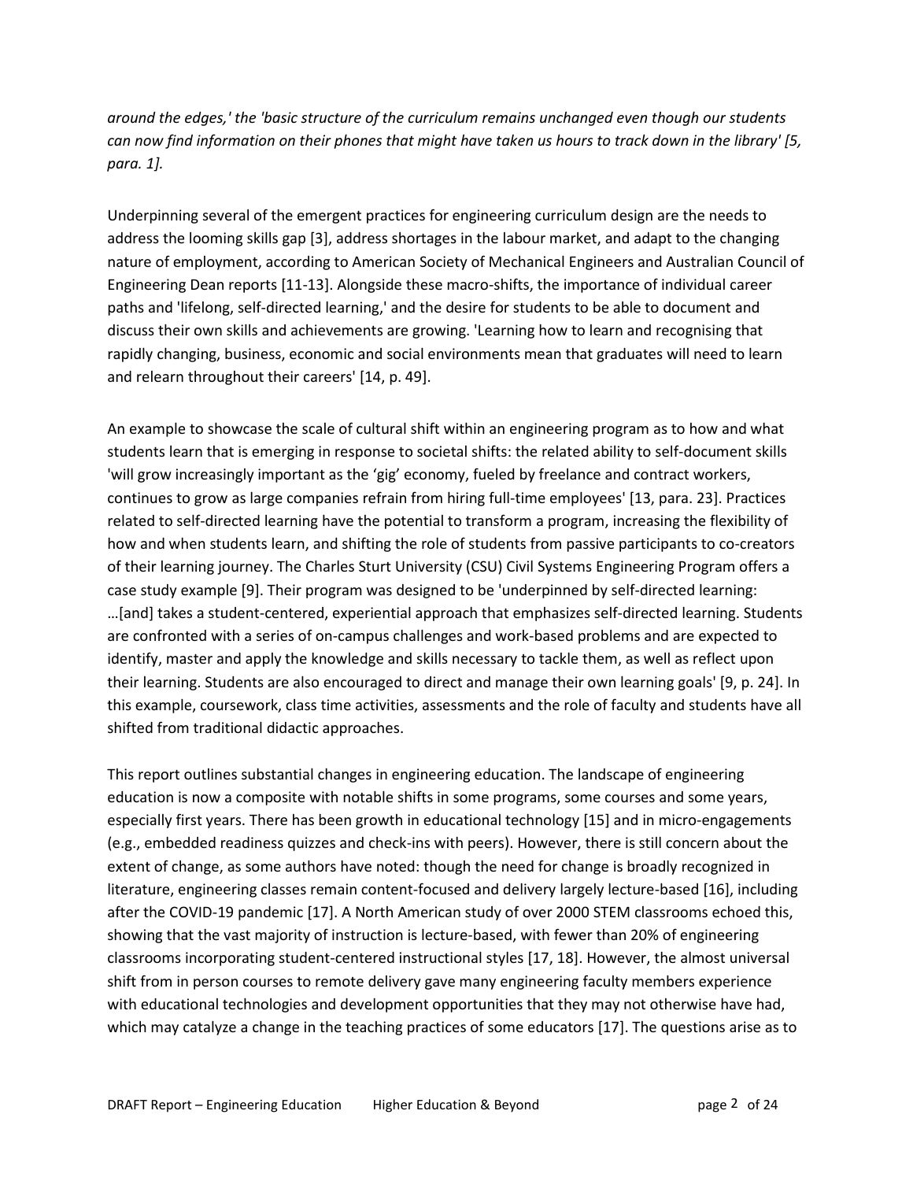*around the edges,' the 'basic structure of the curriculum remains unchanged even though our students can now find information on their phones that might have taken us hours to track down in the library' [5, para. 1].*

Underpinning several of the emergent practices for engineering curriculum design are the needs to address the looming skills gap [3], address shortages in the labour market, and adapt to the changing nature of employment, according to American Society of Mechanical Engineers and Australian Council of Engineering Dean reports [11-13]. Alongside these macro-shifts, the importance of individual career paths and 'lifelong, self-directed learning,' and the desire for students to be able to document and discuss their own skills and achievements are growing. 'Learning how to learn and recognising that rapidly changing, business, economic and social environments mean that graduates will need to learn and relearn throughout their careers' [14, p. 49].

An example to showcase the scale of cultural shift within an engineering program as to how and what students learn that is emerging in response to societal shifts: the related ability to self-document skills 'will grow increasingly important as the 'gig' economy, fueled by freelance and contract workers, continues to grow as large companies refrain from hiring full-time employees' [13, para. 23]. Practices related to self-directed learning have the potential to transform a program, increasing the flexibility of how and when students learn, and shifting the role of students from passive participants to co-creators of their learning journey. The Charles Sturt University (CSU) Civil Systems Engineering Program offers a case study example [9]. Their program was designed to be 'underpinned by self-directed learning: …[and] takes a student-centered, experiential approach that emphasizes self-directed learning. Students are confronted with a series of on-campus challenges and work-based problems and are expected to identify, master and apply the knowledge and skills necessary to tackle them, as well as reflect upon their learning. Students are also encouraged to direct and manage their own learning goals' [9, p. 24]. In this example, coursework, class time activities, assessments and the role of faculty and students have all shifted from traditional didactic approaches.

This report outlines substantial changes in engineering education. The landscape of engineering education is now a composite with notable shifts in some programs, some courses and some years, especially first years. There has been growth in educational technology [15] and in micro-engagements (e.g., embedded readiness quizzes and check-ins with peers). However, there is still concern about the extent of change, as some authors have noted: though the need for change is broadly recognized in literature, engineering classes remain content-focused and delivery largely lecture-based [16], including after the COVID-19 pandemic [17]. A North American study of over 2000 STEM classrooms echoed this, showing that the vast majority of instruction is lecture-based, with fewer than 20% of engineering classrooms incorporating student-centered instructional styles [17, 18]. However, the almost universal shift from in person courses to remote delivery gave many engineering faculty members experience with educational technologies and development opportunities that they may not otherwise have had, which may catalyze a change in the teaching practices of some educators [17]. The questions arise as to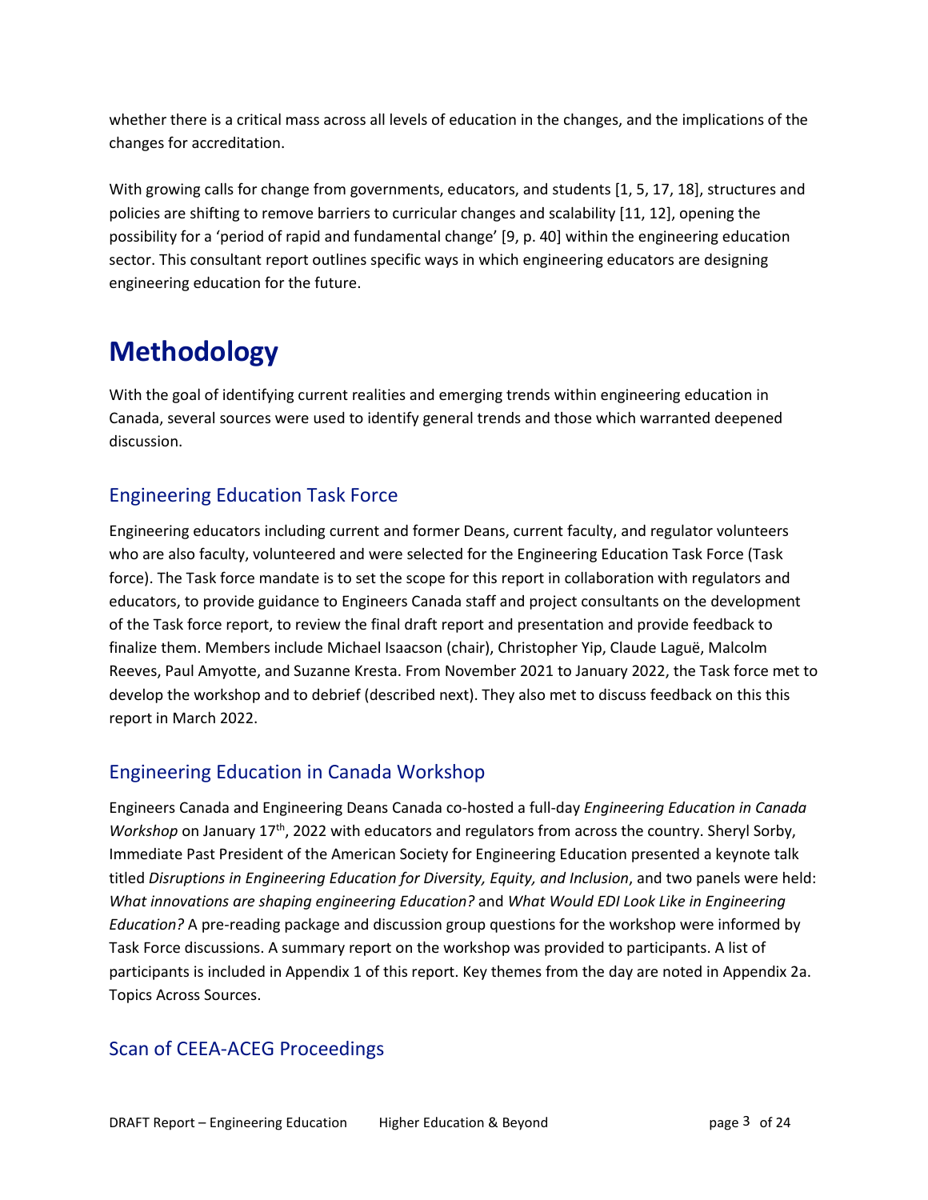whether there is a critical mass across all levels of education in the changes, and the implications of the changes for accreditation.

With growing calls for change from governments, educators, and students [1, 5, 17, 18], structures and policies are shifting to remove barriers to curricular changes and scalability [11, 12], opening the possibility for a 'period of rapid and fundamental change' [9, p. 40] within the engineering education sector. This consultant report outlines specific ways in which engineering educators are designing engineering education for the future.

# Methodology

With the goal of identifying current realities and emerging trends within engineering education in Canada, several sources were used to identify general trends and those which warranted deepened discussion.

## Engineering Education Task Force

Engineering educators including current and former Deans, current faculty, and regulator volunteers who are also faculty, volunteered and were selected for the Engineering Education Task Force (Task force). The Task force mandate is to set the scope for this report in collaboration with regulators and educators, to provide guidance to Engineers Canada staff and project consultants on the development of the Task force report, to review the final draft report and presentation and provide feedback to finalize them. Members include Michael Isaacson (chair), Christopher Yip, Claude Laguë, Malcolm Reeves, Paul Amyotte, and Suzanne Kresta. From November 2021 to January 2022, the Task force met to develop the workshop and to debrief (described next). They also met to discuss feedback on this this report in March 2022.

## Engineering Education in Canada Workshop

Engineers Canada and Engineering Deans Canada co-hosted a full-day *Engineering Education in Canada Workshop* on January 17th, 2022 with educators and regulators from across the country. Sheryl Sorby, Immediate Past President of the American Society for Engineering Education presented a keynote talk titled *Disruptions in Engineering Education for Diversity, Equity, and Inclusion*, and two panels were held: *What innovations are shaping engineering Education?* and *What Would EDI Look Like in Engineering Education?* A pre-reading package and discussion group questions for the workshop were informed by Task Force discussions. A summary report on the workshop was provided to participants. A list of participants is included in Appendix 1 of this report. Key themes from the day are noted in Appendix 2a. Topics Across Sources.

## Scan of CEEA-ACEG Proceedings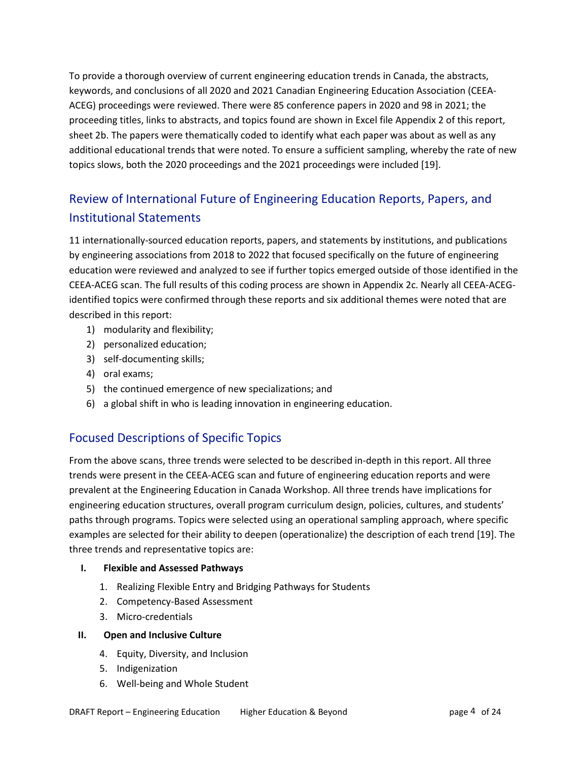To provide a thorough overview of current engineering education trends in Canada, the abstracts, keywords, and conclusions of all 2020 and 2021 Canadian Engineering Education Association (CEEA-ACEG) proceedings were reviewed. There were 85 conference papers in 2020 and 98 in 2021; the proceeding titles, links to abstracts, and topics found are shown in Excel file Appendix 2 of this report, sheet 2b. The papers were thematically coded to identify what each paper was about as well as any additional educational trends that were noted. To ensure a sufficient sampling, whereby the rate of new topics slows, both the 2020 proceedings and the 2021 proceedings were included [19].

## Review of International Future of Engineering Education Reports, Papers, and Institutional Statements

11 internationally-sourced education reports, papers, and statements by institutions, and publications by engineering associations from 2018 to 2022 that focused specifically on the future of engineering education were reviewed and analyzed to see if further topics emerged outside of those identified in the CEEA-ACEG scan. The full results of this coding process are shown in Appendix 2c. Nearly all CEEA-ACEG-identified topics were confirmed through these reports and six additional themes were noted that are described in this report:

1) modularity and flexibility;
2) personalized education;
3) self-documenting skills;
4) oral exams;
5) the continued emergence of new specializations; and
6) a global shift in who is leading innovation in engineering education.

## Focused Descriptions of Specific Topics

From the above scans, three trends were selected to be described in-depth in this report. All three trends were present in the CEEA-ACEG scan and future of engineering education reports and were prevalent at the Engineering Education in Canada Workshop. All three trends have implications for engineering education structures, overall program curriculum design, policies, cultures, and students' paths through programs. Topics were selected using an operational sampling approach, where specific examples are selected for their ability to deepen (operationalize) the description of each trend [19]. The three trends and representative topics are:

**I. Flexible and Assessed Pathways**

1. Realizing Flexible Entry and Bridging Pathways for Students
2. Competency-Based Assessment
3. Micro-credentials

**II. Open and Inclusive Culture**

4. Equity, Diversity, and Inclusion
5. Indigenization
6. Well-being and Whole Student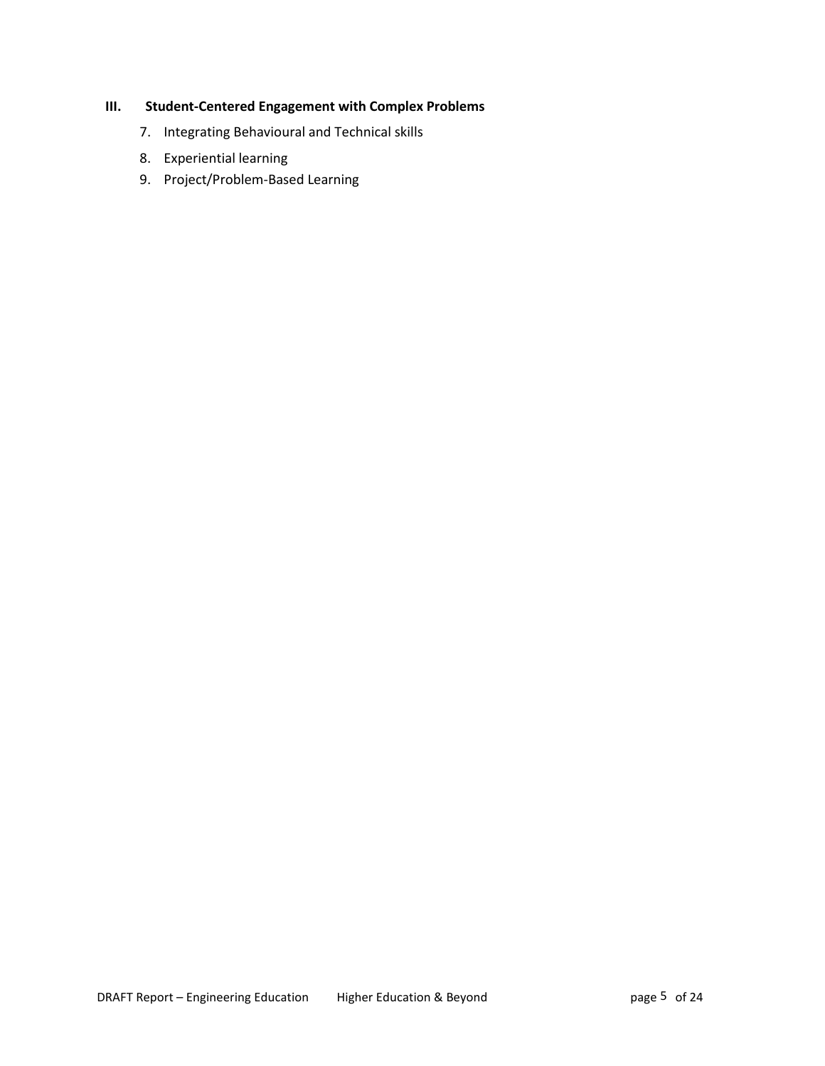## III. Student-Centered Engagement with Complex Problems

7. Integrating Behavioural and Technical skills
8. Experiential learning
9. Project/Problem-Based Learning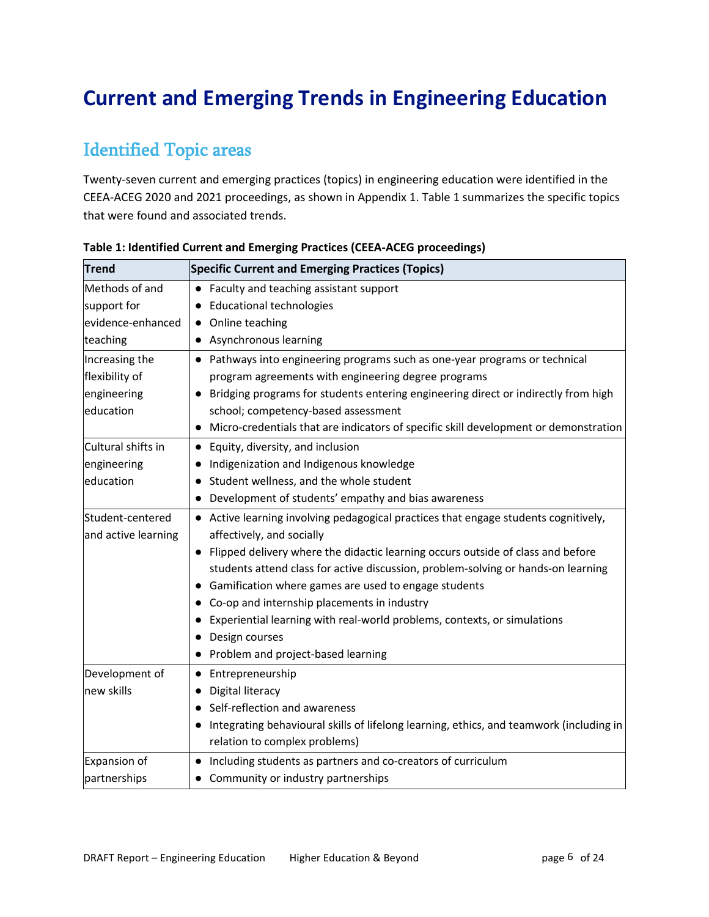# Current and Emerging Trends in Engineering Education

## Identified Topic areas

Twenty-seven current and emerging practices (topics) in engineering education were identified in the CEEA-ACEG 2020 and 2021 proceedings, as shown in Appendix 1. Table 1 summarizes the specific topics that were found and associated trends.

**Table 1: Identified Current and Emerging Practices (CEEA-ACEG proceedings)**

| Trend | Specific Current and Emerging Practices (Topics) |
|---|---|
| Methods of and support for evidence-enhanced teaching | • Faculty and teaching assistant support<br>• Educational technologies<br>• Online teaching<br>• Asynchronous learning |
| Increasing the flexibility of engineering education | • Pathways into engineering programs such as one-year programs or technical program agreements with engineering degree programs<br>• Bridging programs for students entering engineering direct or indirectly from high school; competency-based assessment<br>• Micro-credentials that are indicators of specific skill development or demonstration |
| Cultural shifts in engineering education | • Equity, diversity, and inclusion<br>• Indigenization and Indigenous knowledge<br>• Student wellness, and the whole student<br>• Development of students' empathy and bias awareness |
| Student-centered and active learning | • Active learning involving pedagogical practices that engage students cognitively, affectively, and socially<br>• Flipped delivery where the didactic learning occurs outside of class and before students attend class for active discussion, problem-solving or hands-on learning<br>• Gamification where games are used to engage students<br>• Co-op and internship placements in industry<br>• Experiential learning with real-world problems, contexts, or simulations<br>• Design courses<br>• Problem and project-based learning |
| Development of new skills | • Entrepreneurship<br>• Digital literacy<br>• Self-reflection and awareness<br>• Integrating behavioural skills of lifelong learning, ethics, and teamwork (including in relation to complex problems) |
| Expansion of partnerships | • Including students as partners and co-creators of curriculum<br>• Community or industry partnerships |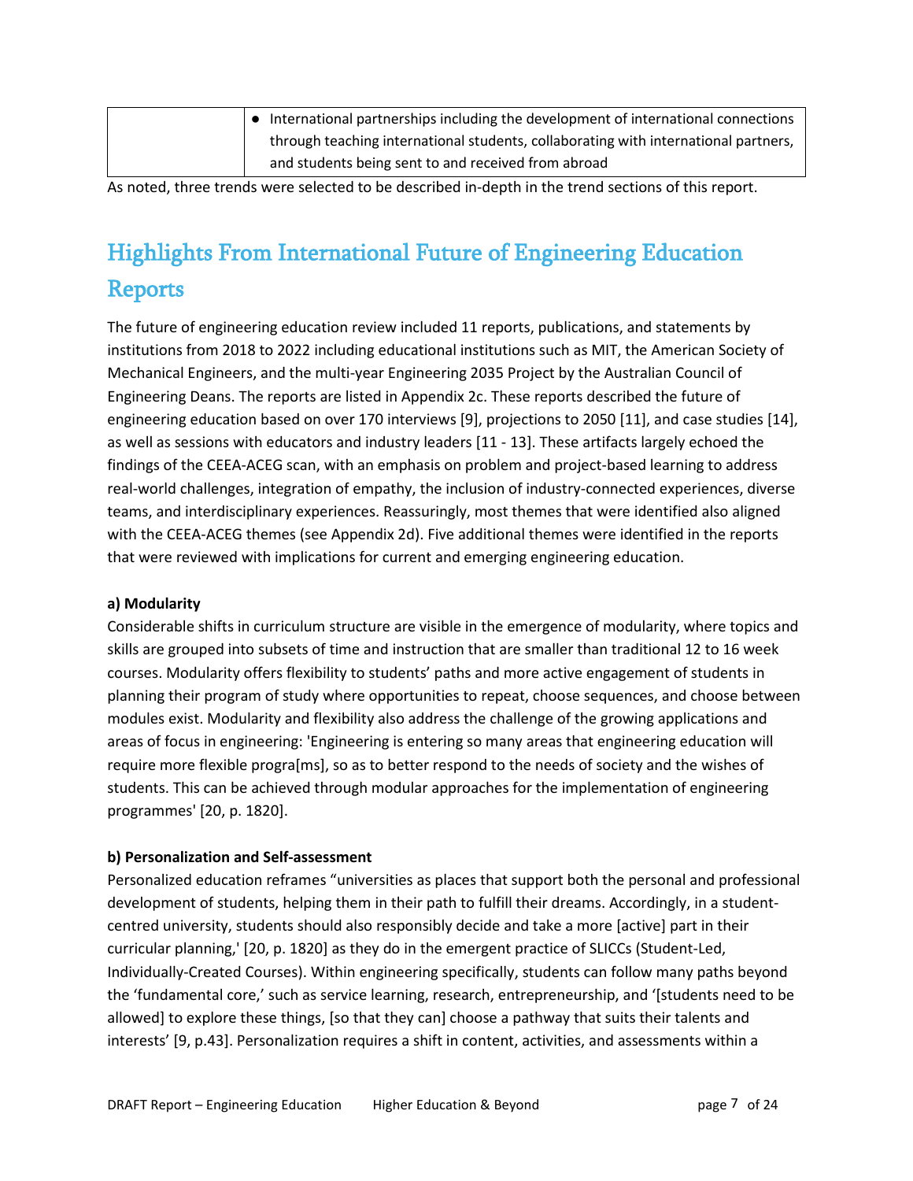| | |
|---|---|
| | ● International partnerships including the development of international connections through teaching international students, collaborating with international partners, and students being sent to and received from abroad |

As noted, three trends were selected to be described in-depth in the trend sections of this report.

## Highlights From International Future of Engineering Education Reports

The future of engineering education review included 11 reports, publications, and statements by institutions from 2018 to 2022 including educational institutions such as MIT, the American Society of Mechanical Engineers, and the multi-year Engineering 2035 Project by the Australian Council of Engineering Deans. The reports are listed in Appendix 2c. These reports described the future of engineering education based on over 170 interviews [9], projections to 2050 [11], and case studies [14], as well as sessions with educators and industry leaders [11 - 13]. These artifacts largely echoed the findings of the CEEA-ACEG scan, with an emphasis on problem and project-based learning to address real-world challenges, integration of empathy, the inclusion of industry-connected experiences, diverse teams, and interdisciplinary experiences. Reassuringly, most themes that were identified also aligned with the CEEA-ACEG themes (see Appendix 2d). Five additional themes were identified in the reports that were reviewed with implications for current and emerging engineering education.

**a) Modularity**

Considerable shifts in curriculum structure are visible in the emergence of modularity, where topics and skills are grouped into subsets of time and instruction that are smaller than traditional 12 to 16 week courses. Modularity offers flexibility to students' paths and more active engagement of students in planning their program of study where opportunities to repeat, choose sequences, and choose between modules exist. Modularity and flexibility also address the challenge of the growing applications and areas of focus in engineering: 'Engineering is entering so many areas that engineering education will require more flexible progra[ms], so as to better respond to the needs of society and the wishes of students. This can be achieved through modular approaches for the implementation of engineering programmes' [20, p. 1820].

**b) Personalization and Self-assessment**

Personalized education reframes "universities as places that support both the personal and professional development of students, helping them in their path to fulfill their dreams. Accordingly, in a student-centred university, students should also responsibly decide and take a more [active] part in their curricular planning,' [20, p. 1820] as they do in the emergent practice of SLICCs (Student-Led, Individually-Created Courses). Within engineering specifically, students can follow many paths beyond the 'fundamental core,' such as service learning, research, entrepreneurship, and '[students need to be allowed] to explore these things, [so that they can] choose a pathway that suits their talents and interests' [9, p.43]. Personalization requires a shift in content, activities, and assessments within a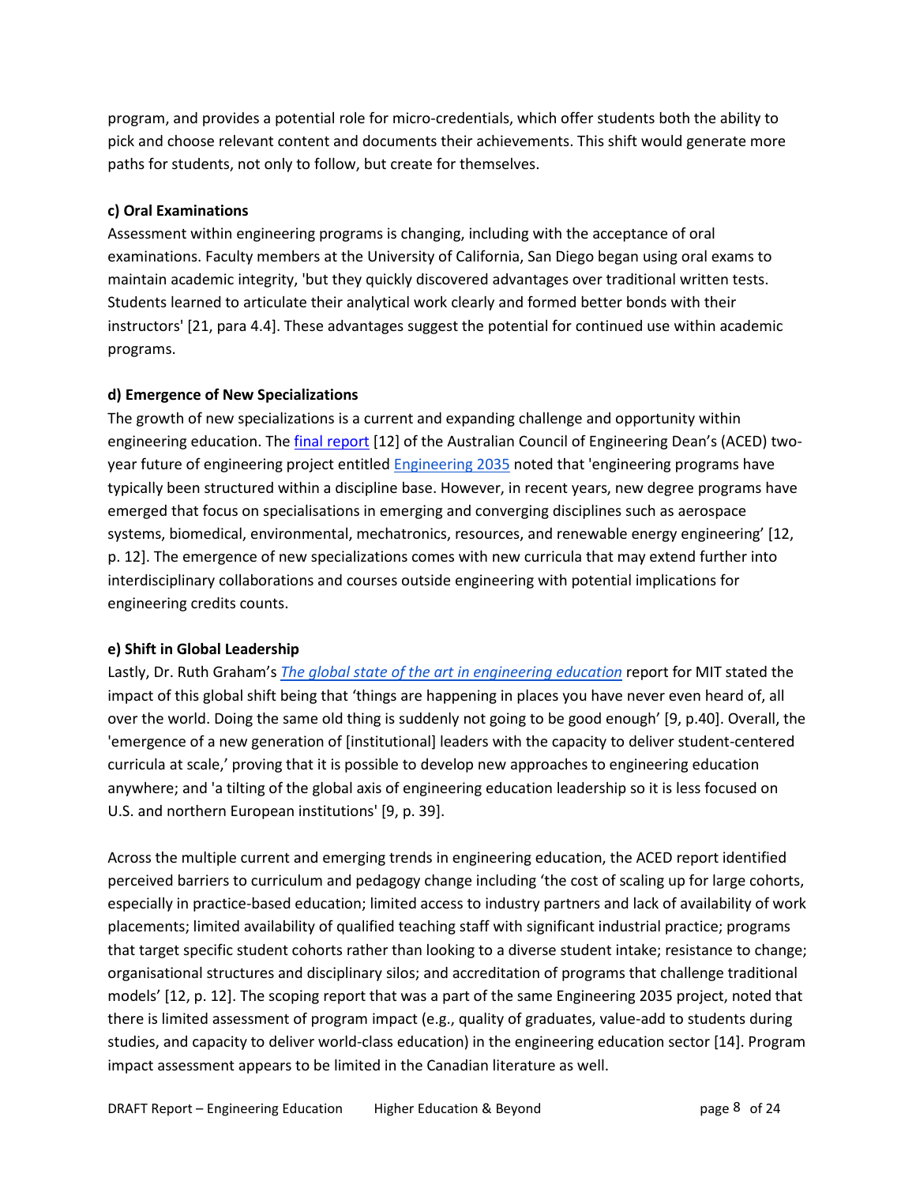program, and provides a potential role for micro-credentials, which offer students both the ability to pick and choose relevant content and documents their achievements. This shift would generate more paths for students, not only to follow, but create for themselves.

**c) Oral Examinations**

Assessment within engineering programs is changing, including with the acceptance of oral examinations. Faculty members at the University of California, San Diego began using oral exams to maintain academic integrity, 'but they quickly discovered advantages over traditional written tests. Students learned to articulate their analytical work clearly and formed better bonds with their instructors' [21, para 4.4]. These advantages suggest the potential for continued use within academic programs.

**d) Emergence of New Specializations**

The growth of new specializations is a current and expanding challenge and opportunity within engineering education. The final report [12] of the Australian Council of Engineering Dean's (ACED) two-year future of engineering project entitled Engineering 2035 noted that 'engineering programs have typically been structured within a discipline base. However, in recent years, new degree programs have emerged that focus on specialisations in emerging and converging disciplines such as aerospace systems, biomedical, environmental, mechatronics, resources, and renewable energy engineering' [12, p. 12]. The emergence of new specializations comes with new curricula that may extend further into interdisciplinary collaborations and courses outside engineering with potential implications for engineering credits counts.

**e) Shift in Global Leadership**

Lastly, Dr. Ruth Graham's *The global state of the art in engineering education* report for MIT stated the impact of this global shift being that 'things are happening in places you have never even heard of, all over the world. Doing the same old thing is suddenly not going to be good enough' [9, p.40]. Overall, the 'emergence of a new generation of [institutional] leaders with the capacity to deliver student-centered curricula at scale,' proving that it is possible to develop new approaches to engineering education anywhere; and 'a tilting of the global axis of engineering education leadership so it is less focused on U.S. and northern European institutions' [9, p. 39].

Across the multiple current and emerging trends in engineering education, the ACED report identified perceived barriers to curriculum and pedagogy change including 'the cost of scaling up for large cohorts, especially in practice-based education; limited access to industry partners and lack of availability of work placements; limited availability of qualified teaching staff with significant industrial practice; programs that target specific student cohorts rather than looking to a diverse student intake; resistance to change; organisational structures and disciplinary silos; and accreditation of programs that challenge traditional models' [12, p. 12]. The scoping report that was a part of the same Engineering 2035 project, noted that there is limited assessment of program impact (e.g., quality of graduates, value-add to students during studies, and capacity to deliver world-class education) in the engineering education sector [14]. Program impact assessment appears to be limited in the Canadian literature as well.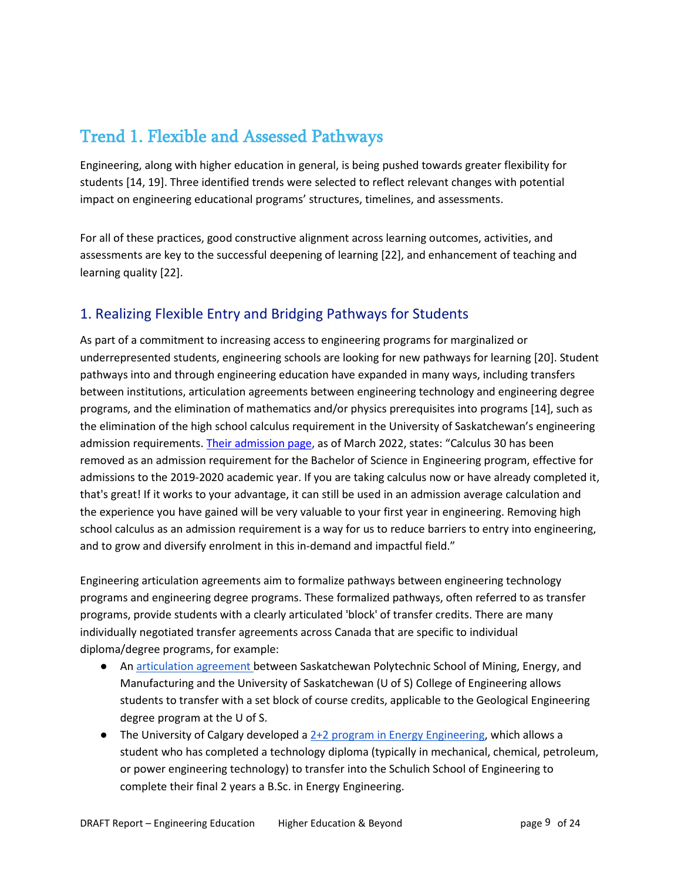# Trend 1. Flexible and Assessed Pathways

Engineering, along with higher education in general, is being pushed towards greater flexibility for students [14, 19]. Three identified trends were selected to reflect relevant changes with potential impact on engineering educational programs' structures, timelines, and assessments.

For all of these practices, good constructive alignment across learning outcomes, activities, and assessments are key to the successful deepening of learning [22], and enhancement of teaching and learning quality [22].

## 1. Realizing Flexible Entry and Bridging Pathways for Students

As part of a commitment to increasing access to engineering programs for marginalized or underrepresented students, engineering schools are looking for new pathways for learning [20]. Student pathways into and through engineering education have expanded in many ways, including transfers between institutions, articulation agreements between engineering technology and engineering degree programs, and the elimination of mathematics and/or physics prerequisites into programs [14], such as the elimination of the high school calculus requirement in the University of Saskatchewan's engineering admission requirements. Their admission page, as of March 2022, states: "Calculus 30 has been removed as an admission requirement for the Bachelor of Science in Engineering program, effective for admissions to the 2019-2020 academic year. If you are taking calculus now or have already completed it, that's great! If it works to your advantage, it can still be used in an admission average calculation and the experience you have gained will be very valuable to your first year in engineering. Removing high school calculus as an admission requirement is a way for us to reduce barriers to entry into engineering, and to grow and diversify enrolment in this in-demand and impactful field."

Engineering articulation agreements aim to formalize pathways between engineering technology programs and engineering degree programs. These formalized pathways, often referred to as transfer programs, provide students with a clearly articulated 'block' of transfer credits. There are many individually negotiated transfer agreements across Canada that are specific to individual diploma/degree programs, for example:

- An articulation agreement between Saskatchewan Polytechnic School of Mining, Energy, and Manufacturing and the University of Saskatchewan (U of S) College of Engineering allows students to transfer with a set block of course credits, applicable to the Geological Engineering degree program at the U of S.
- The University of Calgary developed a 2+2 program in Energy Engineering, which allows a student who has completed a technology diploma (typically in mechanical, chemical, petroleum, or power engineering technology) to transfer into the Schulich School of Engineering to complete their final 2 years a B.Sc. in Energy Engineering.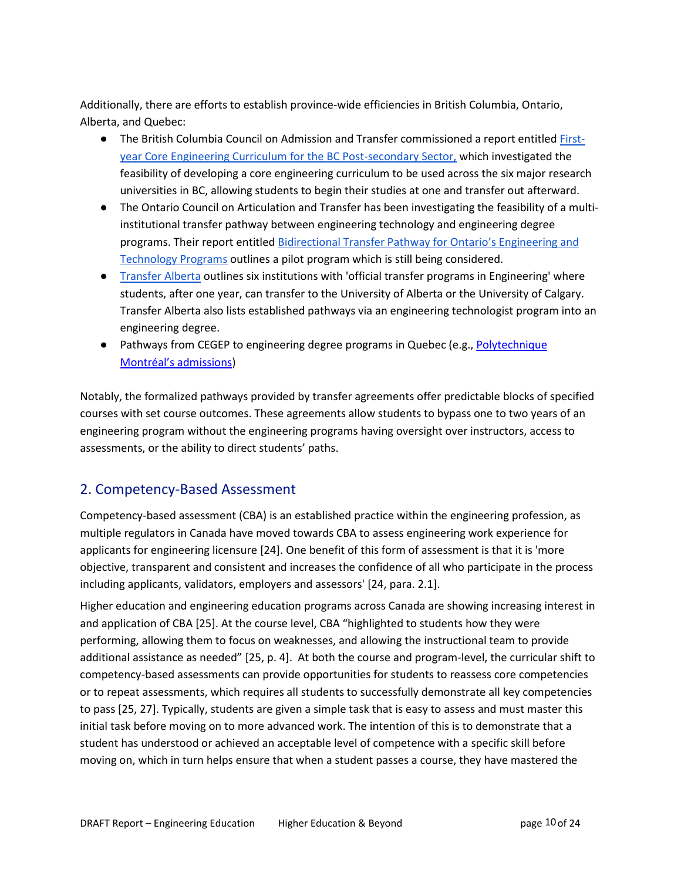Additionally, there are efforts to establish province-wide efficiencies in British Columbia, Ontario, Alberta, and Quebec:

- The British Columbia Council on Admission and Transfer commissioned a report entitled First-year Core Engineering Curriculum for the BC Post-secondary Sector, which investigated the feasibility of developing a core engineering curriculum to be used across the six major research universities in BC, allowing students to begin their studies at one and transfer out afterward.
- The Ontario Council on Articulation and Transfer has been investigating the feasibility of a multi-institutional transfer pathway between engineering technology and engineering degree programs. Their report entitled Bidirectional Transfer Pathway for Ontario's Engineering and Technology Programs outlines a pilot program which is still being considered.
- Transfer Alberta outlines six institutions with 'official transfer programs in Engineering' where students, after one year, can transfer to the University of Alberta or the University of Calgary. Transfer Alberta also lists established pathways via an engineering technologist program into an engineering degree.
- Pathways from CEGEP to engineering degree programs in Quebec (e.g., Polytechnique Montréal's admissions)

Notably, the formalized pathways provided by transfer agreements offer predictable blocks of specified courses with set course outcomes. These agreements allow students to bypass one to two years of an engineering program without the engineering programs having oversight over instructors, access to assessments, or the ability to direct students' paths.

## 2. Competency-Based Assessment

Competency-based assessment (CBA) is an established practice within the engineering profession, as multiple regulators in Canada have moved towards CBA to assess engineering work experience for applicants for engineering licensure [24]. One benefit of this form of assessment is that it is 'more objective, transparent and consistent and increases the confidence of all who participate in the process including applicants, validators, employers and assessors' [24, para. 2.1].

Higher education and engineering education programs across Canada are showing increasing interest in and application of CBA [25]. At the course level, CBA "highlighted to students how they were performing, allowing them to focus on weaknesses, and allowing the instructional team to provide additional assistance as needed" [25, p. 4]. At both the course and program-level, the curricular shift to competency-based assessments can provide opportunities for students to reassess core competencies or to repeat assessments, which requires all students to successfully demonstrate all key competencies to pass [25, 27]. Typically, students are given a simple task that is easy to assess and must master this initial task before moving on to more advanced work. The intention of this is to demonstrate that a student has understood or achieved an acceptable level of competence with a specific skill before moving on, which in turn helps ensure that when a student passes a course, they have mastered the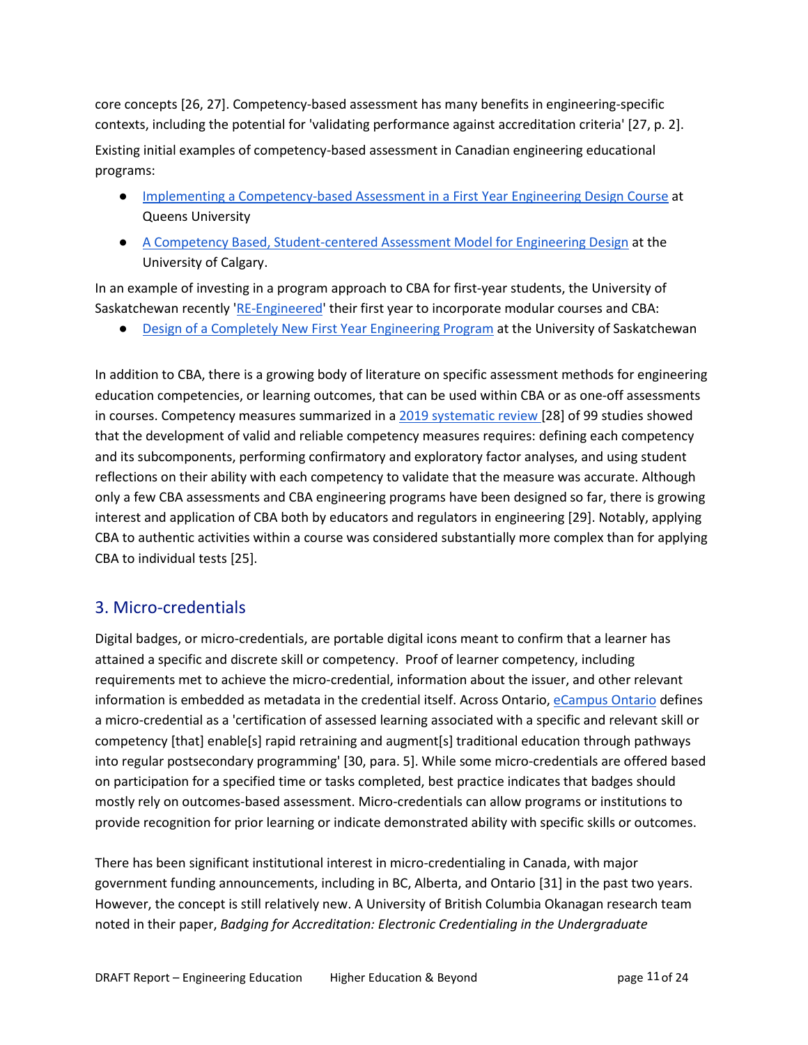core concepts [26, 27]. Competency-based assessment has many benefits in engineering-specific contexts, including the potential for 'validating performance against accreditation criteria' [27, p. 2].

Existing initial examples of competency-based assessment in Canadian engineering educational programs:

- Implementing a Competency-based Assessment in a First Year Engineering Design Course at Queens University
- A Competency Based, Student-centered Assessment Model for Engineering Design at the University of Calgary.

In an example of investing in a program approach to CBA for first-year students, the University of Saskatchewan recently 'RE-Engineered' their first year to incorporate modular courses and CBA:

- Design of a Completely New First Year Engineering Program at the University of Saskatchewan

In addition to CBA, there is a growing body of literature on specific assessment methods for engineering education competencies, or learning outcomes, that can be used within CBA or as one-off assessments in courses. Competency measures summarized in a 2019 systematic review [28] of 99 studies showed that the development of valid and reliable competency measures requires: defining each competency and its subcomponents, performing confirmatory and exploratory factor analyses, and using student reflections on their ability with each competency to validate that the measure was accurate. Although only a few CBA assessments and CBA engineering programs have been designed so far, there is growing interest and application of CBA both by educators and regulators in engineering [29]. Notably, applying CBA to authentic activities within a course was considered substantially more complex than for applying CBA to individual tests [25].

## 3. Micro-credentials

Digital badges, or micro-credentials, are portable digital icons meant to confirm that a learner has attained a specific and discrete skill or competency. Proof of learner competency, including requirements met to achieve the micro-credential, information about the issuer, and other relevant information is embedded as metadata in the credential itself. Across Ontario, eCampus Ontario defines a micro-credential as a 'certification of assessed learning associated with a specific and relevant skill or competency [that] enable[s] rapid retraining and augment[s] traditional education through pathways into regular postsecondary programming' [30, para. 5]. While some micro-credentials are offered based on participation for a specified time or tasks completed, best practice indicates that badges should mostly rely on outcomes-based assessment. Micro-credentials can allow programs or institutions to provide recognition for prior learning or indicate demonstrated ability with specific skills or outcomes.

There has been significant institutional interest in micro-credentialing in Canada, with major government funding announcements, including in BC, Alberta, and Ontario [31] in the past two years. However, the concept is still relatively new. A University of British Columbia Okanagan research team noted in their paper, *Badging for Accreditation: Electronic Credentialing in the Undergraduate*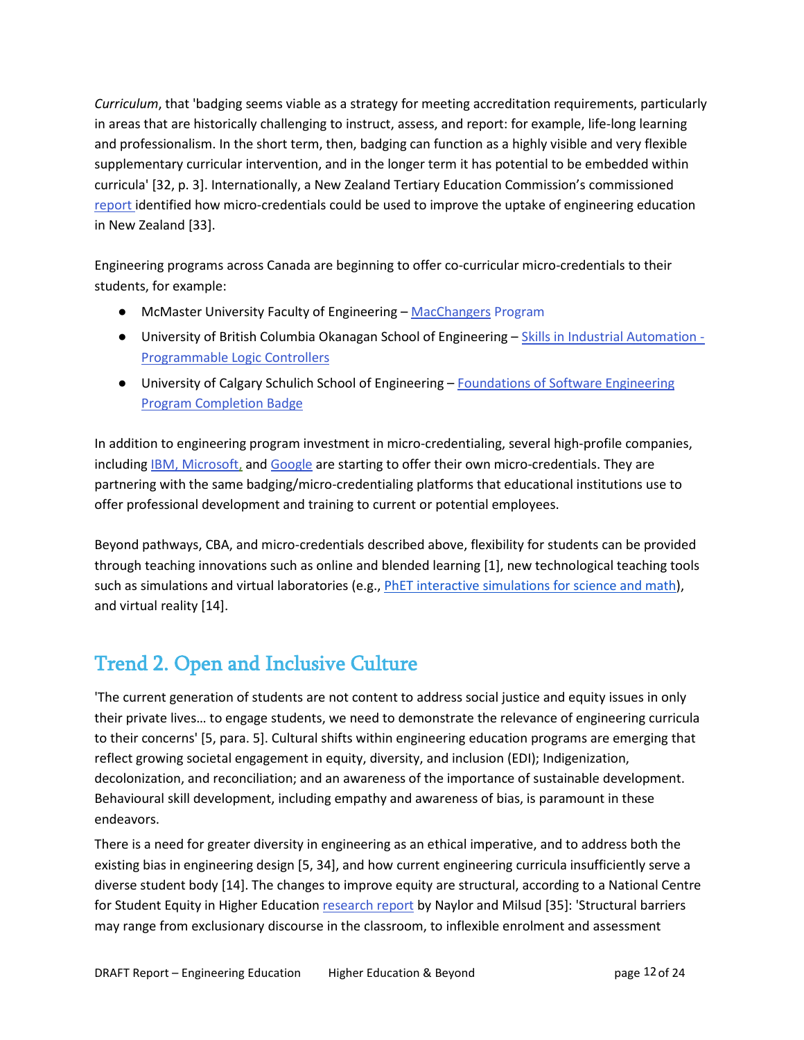*Curriculum*, that 'badging seems viable as a strategy for meeting accreditation requirements, particularly in areas that are historically challenging to instruct, assess, and report: for example, life-long learning and professionalism. In the short term, then, badging can function as a highly visible and very flexible supplementary curricular intervention, and in the longer term it has potential to be embedded within curricula' [32, p. 3]. Internationally, a New Zealand Tertiary Education Commission's commissioned report identified how micro-credentials could be used to improve the uptake of engineering education in New Zealand [33].

Engineering programs across Canada are beginning to offer co-curricular micro-credentials to their students, for example:

- McMaster University Faculty of Engineering – MacChangers Program
- University of British Columbia Okanagan School of Engineering – Skills in Industrial Automation - Programmable Logic Controllers
- University of Calgary Schulich School of Engineering – Foundations of Software Engineering Program Completion Badge

In addition to engineering program investment in micro-credentialing, several high-profile companies, including IBM, Microsoft, and Google are starting to offer their own micro-credentials. They are partnering with the same badging/micro-credentialing platforms that educational institutions use to offer professional development and training to current or potential employees.

Beyond pathways, CBA, and micro-credentials described above, flexibility for students can be provided through teaching innovations such as online and blended learning [1], new technological teaching tools such as simulations and virtual laboratories (e.g., PhET interactive simulations for science and math), and virtual reality [14].

## Trend 2. Open and Inclusive Culture

'The current generation of students are not content to address social justice and equity issues in only their private lives… to engage students, we need to demonstrate the relevance of engineering curricula to their concerns' [5, para. 5]. Cultural shifts within engineering education programs are emerging that reflect growing societal engagement in equity, diversity, and inclusion (EDI); Indigenization, decolonization, and reconciliation; and an awareness of the importance of sustainable development. Behavioural skill development, including empathy and awareness of bias, is paramount in these endeavors.

There is a need for greater diversity in engineering as an ethical imperative, and to address both the existing bias in engineering design [5, 34], and how current engineering curricula insufficiently serve a diverse student body [14]. The changes to improve equity are structural, according to a National Centre for Student Equity in Higher Education research report by Naylor and Milsud [35]: 'Structural barriers may range from exclusionary discourse in the classroom, to inflexible enrolment and assessment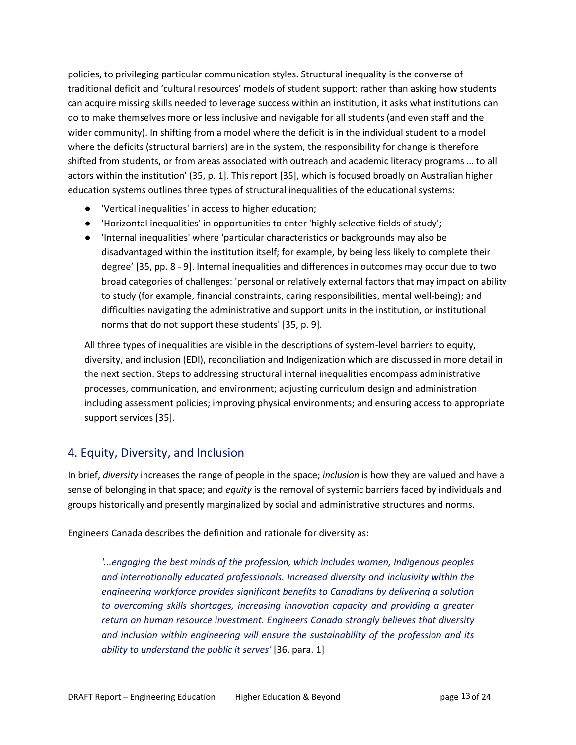policies, to privileging particular communication styles. Structural inequality is the converse of traditional deficit and 'cultural resources' models of student support: rather than asking how students can acquire missing skills needed to leverage success within an institution, it asks what institutions can do to make themselves more or less inclusive and navigable for all students (and even staff and the wider community). In shifting from a model where the deficit is in the individual student to a model where the deficits (structural barriers) are in the system, the responsibility for change is therefore shifted from students, or from areas associated with outreach and academic literacy programs … to all actors within the institution' (35, p. 1]. This report [35], which is focused broadly on Australian higher education systems outlines three types of structural inequalities of the educational systems:

- 'Vertical inequalities' in access to higher education;
- 'Horizontal inequalities' in opportunities to enter 'highly selective fields of study';
- 'Internal inequalities' where 'particular characteristics or backgrounds may also be disadvantaged within the institution itself; for example, by being less likely to complete their degree' [35, pp. 8 - 9]. Internal inequalities and differences in outcomes may occur due to two broad categories of challenges: 'personal or relatively external factors that may impact on ability to study (for example, financial constraints, caring responsibilities, mental well-being); and difficulties navigating the administrative and support units in the institution, or institutional norms that do not support these students' [35, p. 9].

All three types of inequalities are visible in the descriptions of system-level barriers to equity, diversity, and inclusion (EDI), reconciliation and Indigenization which are discussed in more detail in the next section. Steps to addressing structural internal inequalities encompass administrative processes, communication, and environment; adjusting curriculum design and administration including assessment policies; improving physical environments; and ensuring access to appropriate support services [35].

## 4. Equity, Diversity, and Inclusion

In brief, *diversity* increases the range of people in the space; *inclusion* is how they are valued and have a sense of belonging in that space; and *equity* is the removal of systemic barriers faced by individuals and groups historically and presently marginalized by social and administrative structures and norms.

Engineers Canada describes the definition and rationale for diversity as:

> *'...engaging the best minds of the profession, which includes women, Indigenous peoples and internationally educated professionals. Increased diversity and inclusivity within the engineering workforce provides significant benefits to Canadians by delivering a solution to overcoming skills shortages, increasing innovation capacity and providing a greater return on human resource investment. Engineers Canada strongly believes that diversity and inclusion within engineering will ensure the sustainability of the profession and its ability to understand the public it serves'* [36, para. 1]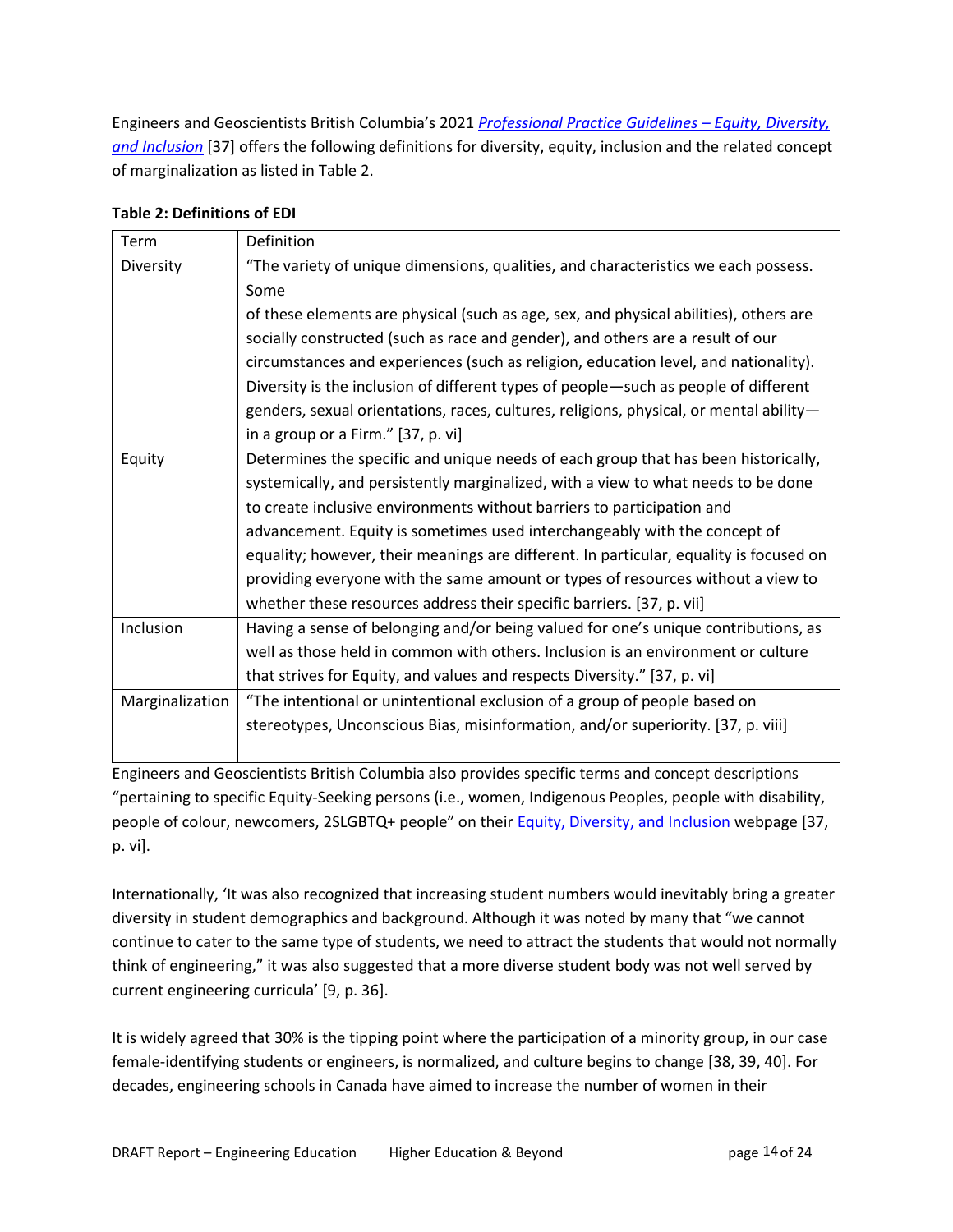Engineers and Geoscientists British Columbia's 2021 *Professional Practice Guidelines – Equity, Diversity, and Inclusion* [37] offers the following definitions for diversity, equity, inclusion and the related concept of marginalization as listed in Table 2.

**Table 2: Definitions of EDI**

| Term | Definition |
|---|---|
| Diversity | "The variety of unique dimensions, qualities, and characteristics we each possess. Some of these elements are physical (such as age, sex, and physical abilities), others are socially constructed (such as race and gender), and others are a result of our circumstances and experiences (such as religion, education level, and nationality). Diversity is the inclusion of different types of people—such as people of different genders, sexual orientations, races, cultures, religions, physical, or mental ability—in a group or a Firm." [37, p. vi] |
| Equity | Determines the specific and unique needs of each group that has been historically, systemically, and persistently marginalized, with a view to what needs to be done to create inclusive environments without barriers to participation and advancement. Equity is sometimes used interchangeably with the concept of equality; however, their meanings are different. In particular, equality is focused on providing everyone with the same amount or types of resources without a view to whether these resources address their specific barriers. [37, p. vii] |
| Inclusion | Having a sense of belonging and/or being valued for one's unique contributions, as well as those held in common with others. Inclusion is an environment or culture that strives for Equity, and values and respects Diversity." [37, p. vi] |
| Marginalization | "The intentional or unintentional exclusion of a group of people based on stereotypes, Unconscious Bias, misinformation, and/or superiority. [37, p. viii] |

Engineers and Geoscientists British Columbia also provides specific terms and concept descriptions "pertaining to specific Equity-Seeking persons (i.e., women, Indigenous Peoples, people with disability, people of colour, newcomers, 2SLGBTQ+ people" on their Equity, Diversity, and Inclusion webpage [37, p. vi].

Internationally, 'It was also recognized that increasing student numbers would inevitably bring a greater diversity in student demographics and background. Although it was noted by many that "we cannot continue to cater to the same type of students, we need to attract the students that would not normally think of engineering," it was also suggested that a more diverse student body was not well served by current engineering curricula' [9, p. 36].

It is widely agreed that 30% is the tipping point where the participation of a minority group, in our case female-identifying students or engineers, is normalized, and culture begins to change [38, 39, 40]. For decades, engineering schools in Canada have aimed to increase the number of women in their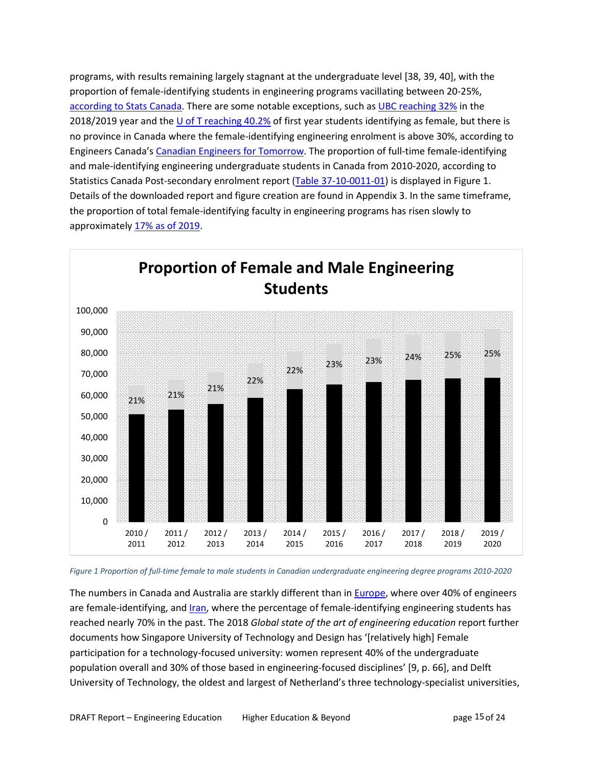programs, with results remaining largely stagnant at the undergraduate level [38, 39, 40], with the proportion of female-identifying students in engineering programs vacillating between 20-25%, according to Stats Canada. There are some notable exceptions, such as UBC reaching 32% in the 2018/2019 year and the U of T reaching 40.2% of first year students identifying as female, but there is no province in Canada where the female-identifying engineering enrolment is above 30%, according to Engineers Canada's Canadian Engineers for Tomorrow. The proportion of full-time female-identifying and male-identifying engineering undergraduate students in Canada from 2010-2020, according to Statistics Canada Post-secondary enrolment report (Table 37-10-0011-01) is displayed in Figure 1. Details of the downloaded report and figure creation are found in Appendix 3. In the same timeframe, the proportion of total female-identifying faculty in engineering programs has risen slowly to approximately 17% as of 2019.

**Proportion of Female and Male Engineering Students**

| Year | Female proportion |
|---|---|
| 2010 / 2011 | 21% |
| 2011 / 2012 | 21% |
| 2012 / 2013 | 21% |
| 2013 / 2014 | 22% |
| 2014 / 2015 | 22% |
| 2015 / 2016 | 23% |
| 2016 / 2017 | 23% |
| 2017 / 2018 | 24% |
| 2018 / 2019 | 25% |
| 2019 / 2020 | 25% |

*Figure 1 Proportion of full-time female to male students in Canadian undergraduate engineering degree programs 2010-2020*

The numbers in Canada and Australia are starkly different than in Europe, where over 40% of engineers are female-identifying, and Iran, where the percentage of female-identifying engineering students has reached nearly 70% in the past. The 2018 *Global state of the art of engineering education* report further documents how Singapore University of Technology and Design has '[relatively high] Female participation for a technology-focused university: women represent 40% of the undergraduate population overall and 30% of those based in engineering-focused disciplines' [9, p. 66], and Delft University of Technology, the oldest and largest of Netherland's three technology-specialist universities,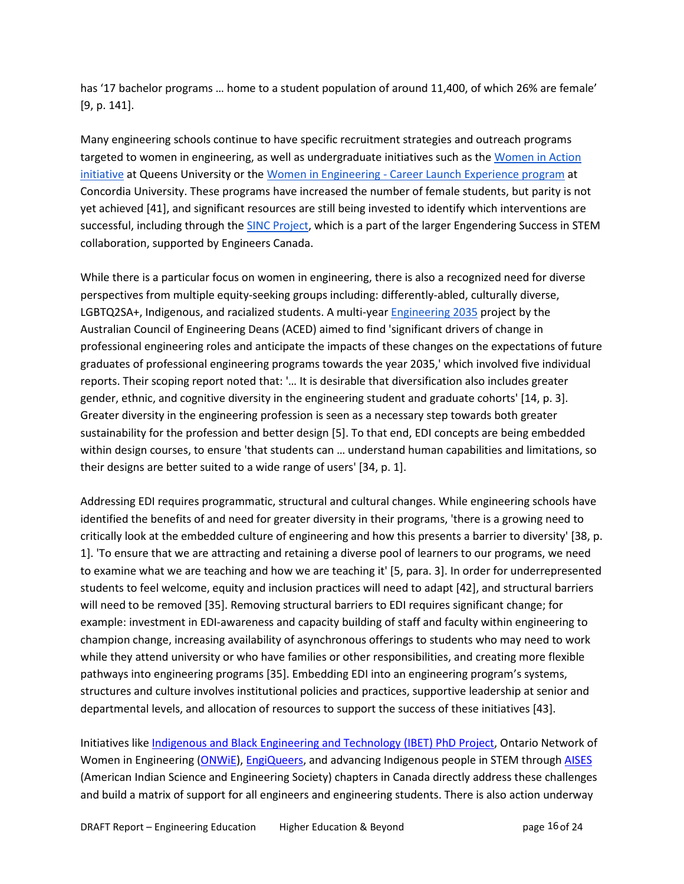has '17 bachelor programs … home to a student population of around 11,400, of which 26% are female' [9, p. 141].

Many engineering schools continue to have specific recruitment strategies and outreach programs targeted to women in engineering, as well as undergraduate initiatives such as the Women in Action initiative at Queens University or the Women in Engineering - Career Launch Experience program at Concordia University. These programs have increased the number of female students, but parity is not yet achieved [41], and significant resources are still being invested to identify which interventions are successful, including through the SINC Project, which is a part of the larger Engendering Success in STEM collaboration, supported by Engineers Canada.

While there is a particular focus on women in engineering, there is also a recognized need for diverse perspectives from multiple equity-seeking groups including: differently-abled, culturally diverse, LGBTQ2SA+, Indigenous, and racialized students. A multi-year Engineering 2035 project by the Australian Council of Engineering Deans (ACED) aimed to find 'significant drivers of change in professional engineering roles and anticipate the impacts of these changes on the expectations of future graduates of professional engineering programs towards the year 2035,' which involved five individual reports. Their scoping report noted that: '… It is desirable that diversification also includes greater gender, ethnic, and cognitive diversity in the engineering student and graduate cohorts' [14, p. 3]. Greater diversity in the engineering profession is seen as a necessary step towards both greater sustainability for the profession and better design [5]. To that end, EDI concepts are being embedded within design courses, to ensure 'that students can … understand human capabilities and limitations, so their designs are better suited to a wide range of users' [34, p. 1].

Addressing EDI requires programmatic, structural and cultural changes. While engineering schools have identified the benefits of and need for greater diversity in their programs, 'there is a growing need to critically look at the embedded culture of engineering and how this presents a barrier to diversity' [38, p. 1]. 'To ensure that we are attracting and retaining a diverse pool of learners to our programs, we need to examine what we are teaching and how we are teaching it' [5, para. 3]. In order for underrepresented students to feel welcome, equity and inclusion practices will need to adapt [42], and structural barriers will need to be removed [35]. Removing structural barriers to EDI requires significant change; for example: investment in EDI-awareness and capacity building of staff and faculty within engineering to champion change, increasing availability of asynchronous offerings to students who may need to work while they attend university or who have families or other responsibilities, and creating more flexible pathways into engineering programs [35]. Embedding EDI into an engineering program's systems, structures and culture involves institutional policies and practices, supportive leadership at senior and departmental levels, and allocation of resources to support the success of these initiatives [43].

Initiatives like Indigenous and Black Engineering and Technology (IBET) PhD Project, Ontario Network of Women in Engineering (ONWiE), EngiQueers, and advancing Indigenous people in STEM through AISES (American Indian Science and Engineering Society) chapters in Canada directly address these challenges and build a matrix of support for all engineers and engineering students. There is also action underway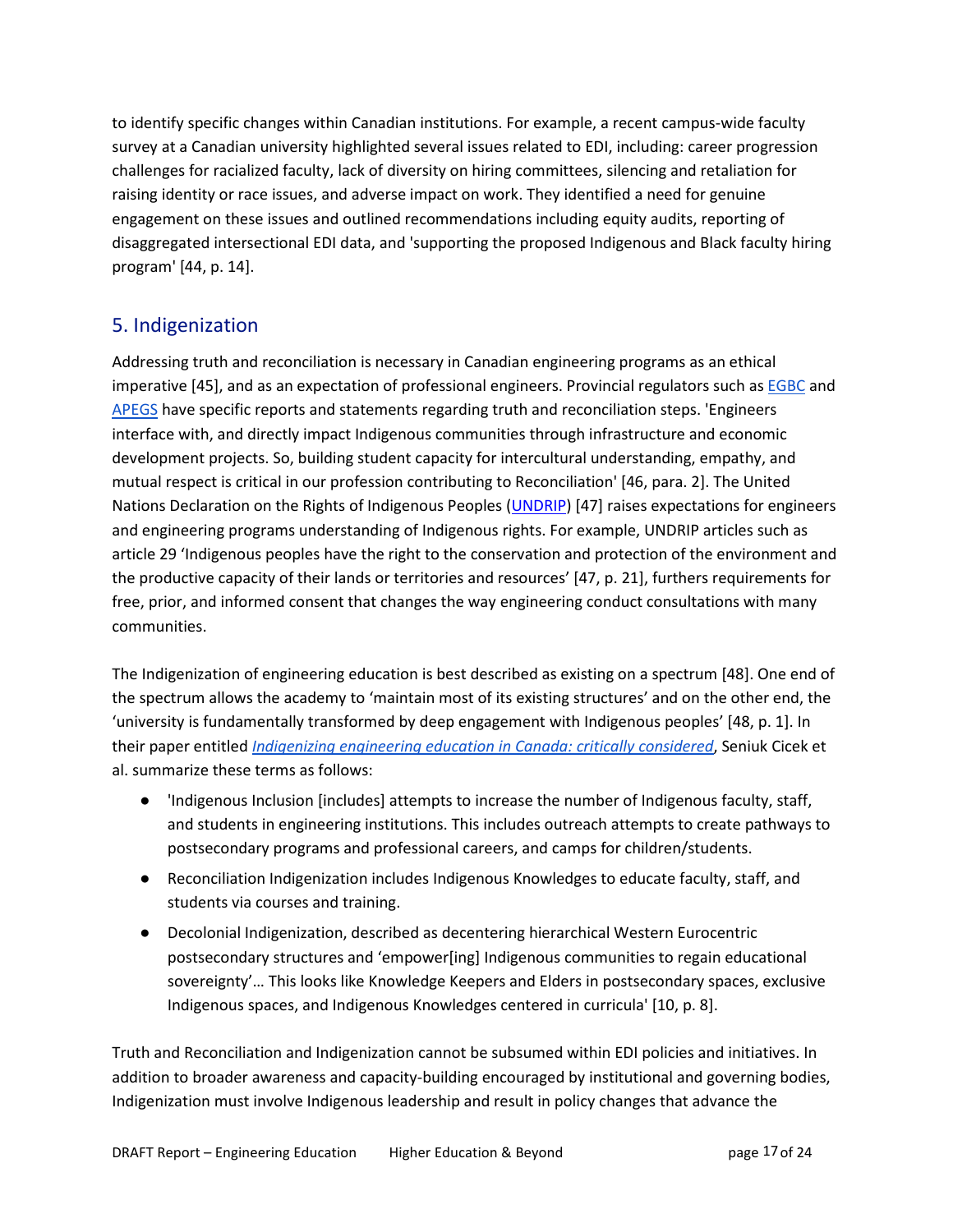to identify specific changes within Canadian institutions. For example, a recent campus-wide faculty survey at a Canadian university highlighted several issues related to EDI, including: career progression challenges for racialized faculty, lack of diversity on hiring committees, silencing and retaliation for raising identity or race issues, and adverse impact on work. They identified a need for genuine engagement on these issues and outlined recommendations including equity audits, reporting of disaggregated intersectional EDI data, and 'supporting the proposed Indigenous and Black faculty hiring program' [44, p. 14].

## 5. Indigenization

Addressing truth and reconciliation is necessary in Canadian engineering programs as an ethical imperative [45], and as an expectation of professional engineers. Provincial regulators such as [EGBC]() and [APEGS]() have specific reports and statements regarding truth and reconciliation steps. 'Engineers interface with, and directly impact Indigenous communities through infrastructure and economic development projects. So, building student capacity for intercultural understanding, empathy, and mutual respect is critical in our profession contributing to Reconciliation' [46, para. 2]. The United Nations Declaration on the Rights of Indigenous Peoples ([UNDRIP]()) [47] raises expectations for engineers and engineering programs understanding of Indigenous rights. For example, UNDRIP articles such as article 29 'Indigenous peoples have the right to the conservation and protection of the environment and the productive capacity of their lands or territories and resources' [47, p. 21], furthers requirements for free, prior, and informed consent that changes the way engineering conduct consultations with many communities.

The Indigenization of engineering education is best described as existing on a spectrum [48]. One end of the spectrum allows the academy to 'maintain most of its existing structures' and on the other end, the 'university is fundamentally transformed by deep engagement with Indigenous peoples' [48, p. 1]. In their paper entitled [*Indigenizing engineering education in Canada: critically considered*](), Seniuk Cicek et al. summarize these terms as follows:

- 'Indigenous Inclusion [includes] attempts to increase the number of Indigenous faculty, staff, and students in engineering institutions. This includes outreach attempts to create pathways to postsecondary programs and professional careers, and camps for children/students.
- Reconciliation Indigenization includes Indigenous Knowledges to educate faculty, staff, and students via courses and training.
- Decolonial Indigenization, described as decentering hierarchical Western Eurocentric postsecondary structures and 'empower[ing] Indigenous communities to regain educational sovereignty'… This looks like Knowledge Keepers and Elders in postsecondary spaces, exclusive Indigenous spaces, and Indigenous Knowledges centered in curricula' [10, p. 8].

Truth and Reconciliation and Indigenization cannot be subsumed within EDI policies and initiatives. In addition to broader awareness and capacity-building encouraged by institutional and governing bodies, Indigenization must involve Indigenous leadership and result in policy changes that advance the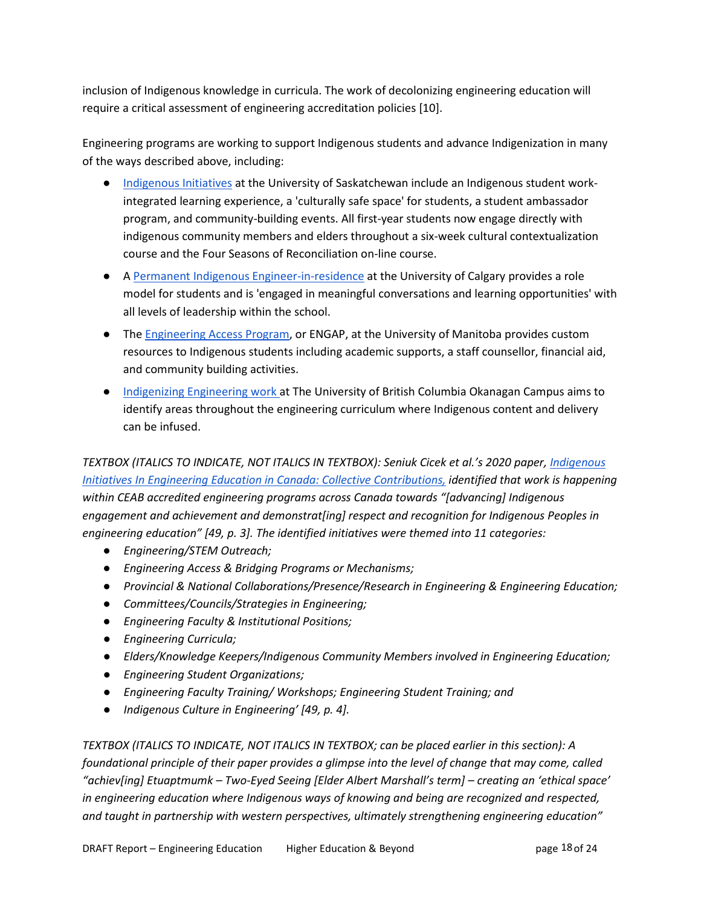inclusion of Indigenous knowledge in curricula. The work of decolonizing engineering education will require a critical assessment of engineering accreditation policies [10].

Engineering programs are working to support Indigenous students and advance Indigenization in many of the ways described above, including:

- Indigenous Initiatives at the University of Saskatchewan include an Indigenous student work-integrated learning experience, a 'culturally safe space' for students, a student ambassador program, and community-building events. All first-year students now engage directly with indigenous community members and elders throughout a six-week cultural contextualization course and the Four Seasons of Reconciliation on-line course.
- A Permanent Indigenous Engineer-in-residence at the University of Calgary provides a role model for students and is 'engaged in meaningful conversations and learning opportunities' with all levels of leadership within the school.
- The Engineering Access Program, or ENGAP, at the University of Manitoba provides custom resources to Indigenous students including academic supports, a staff counsellor, financial aid, and community building activities.
- Indigenizing Engineering work at The University of British Columbia Okanagan Campus aims to identify areas throughout the engineering curriculum where Indigenous content and delivery can be infused.

*TEXTBOX (ITALICS TO INDICATE, NOT ITALICS IN TEXTBOX): Seniuk Cicek et al.'s 2020 paper, Indigenous Initiatives In Engineering Education in Canada: Collective Contributions, identified that work is happening within CEAB accredited engineering programs across Canada towards "[advancing] Indigenous engagement and achievement and demonstrat[ing] respect and recognition for Indigenous Peoples in engineering education" [49, p. 3]. The identified initiatives were themed into 11 categories:*

- *Engineering/STEM Outreach;*
- *Engineering Access & Bridging Programs or Mechanisms;*
- *Provincial & National Collaborations/Presence/Research in Engineering & Engineering Education;*
- *Committees/Councils/Strategies in Engineering;*
- *Engineering Faculty & Institutional Positions;*
- *Engineering Curricula;*
- *Elders/Knowledge Keepers/Indigenous Community Members involved in Engineering Education;*
- *Engineering Student Organizations;*
- *Engineering Faculty Training/ Workshops; Engineering Student Training; and*
- *Indigenous Culture in Engineering' [49, p. 4].*

*TEXTBOX (ITALICS TO INDICATE, NOT ITALICS IN TEXTBOX; can be placed earlier in this section): A foundational principle of their paper provides a glimpse into the level of change that may come, called "achiev[ing] Etuaptmumk – Two-Eyed Seeing [Elder Albert Marshall's term] – creating an 'ethical space' in engineering education where Indigenous ways of knowing and being are recognized and respected, and taught in partnership with western perspectives, ultimately strengthening engineering education"*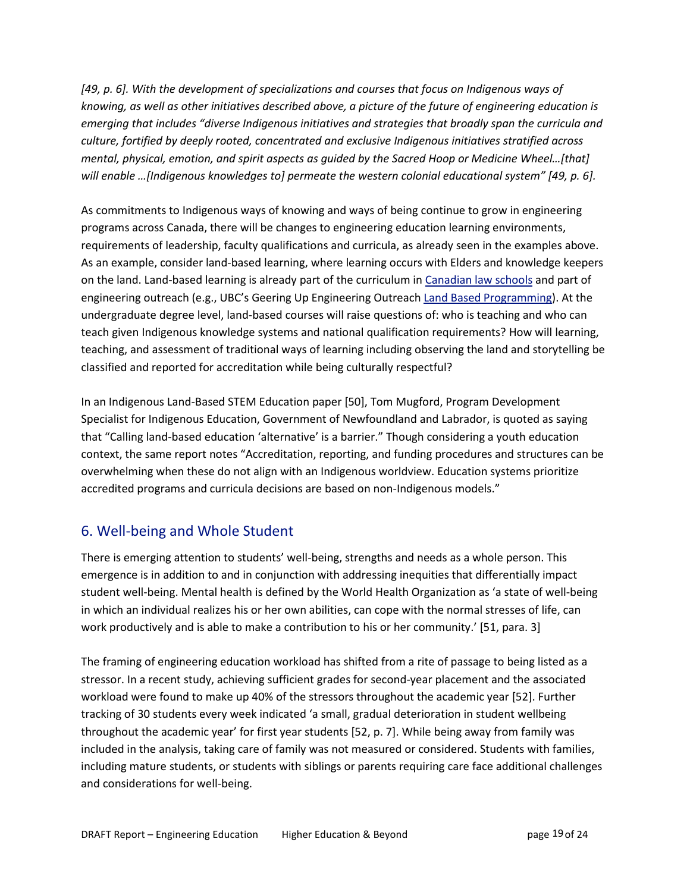*[49, p. 6]. With the development of specializations and courses that focus on Indigenous ways of knowing, as well as other initiatives described above, a picture of the future of engineering education is emerging that includes "diverse Indigenous initiatives and strategies that broadly span the curricula and culture, fortified by deeply rooted, concentrated and exclusive Indigenous initiatives stratified across mental, physical, emotion, and spirit aspects as guided by the Sacred Hoop or Medicine Wheel…[that] will enable …[Indigenous knowledges to] permeate the western colonial educational system" [49, p. 6].*

As commitments to Indigenous ways of knowing and ways of being continue to grow in engineering programs across Canada, there will be changes to engineering education learning environments, requirements of leadership, faculty qualifications and curricula, as already seen in the examples above. As an example, consider land-based learning, where learning occurs with Elders and knowledge keepers on the land. Land-based learning is already part of the curriculum in Canadian law schools and part of engineering outreach (e.g., UBC's Geering Up Engineering Outreach Land Based Programming). At the undergraduate degree level, land-based courses will raise questions of: who is teaching and who can teach given Indigenous knowledge systems and national qualification requirements? How will learning, teaching, and assessment of traditional ways of learning including observing the land and storytelling be classified and reported for accreditation while being culturally respectful?

In an Indigenous Land-Based STEM Education paper [50], Tom Mugford, Program Development Specialist for Indigenous Education, Government of Newfoundland and Labrador, is quoted as saying that "Calling land-based education 'alternative' is a barrier." Though considering a youth education context, the same report notes "Accreditation, reporting, and funding procedures and structures can be overwhelming when these do not align with an Indigenous worldview. Education systems prioritize accredited programs and curricula decisions are based on non-Indigenous models."

## 6. Well-being and Whole Student

There is emerging attention to students' well-being, strengths and needs as a whole person. This emergence is in addition to and in conjunction with addressing inequities that differentially impact student well-being. Mental health is defined by the World Health Organization as 'a state of well-being in which an individual realizes his or her own abilities, can cope with the normal stresses of life, can work productively and is able to make a contribution to his or her community.' [51, para. 3]

The framing of engineering education workload has shifted from a rite of passage to being listed as a stressor. In a recent study, achieving sufficient grades for second-year placement and the associated workload were found to make up 40% of the stressors throughout the academic year [52]. Further tracking of 30 students every week indicated 'a small, gradual deterioration in student wellbeing throughout the academic year' for first year students [52, p. 7]. While being away from family was included in the analysis, taking care of family was not measured or considered. Students with families, including mature students, or students with siblings or parents requiring care face additional challenges and considerations for well-being.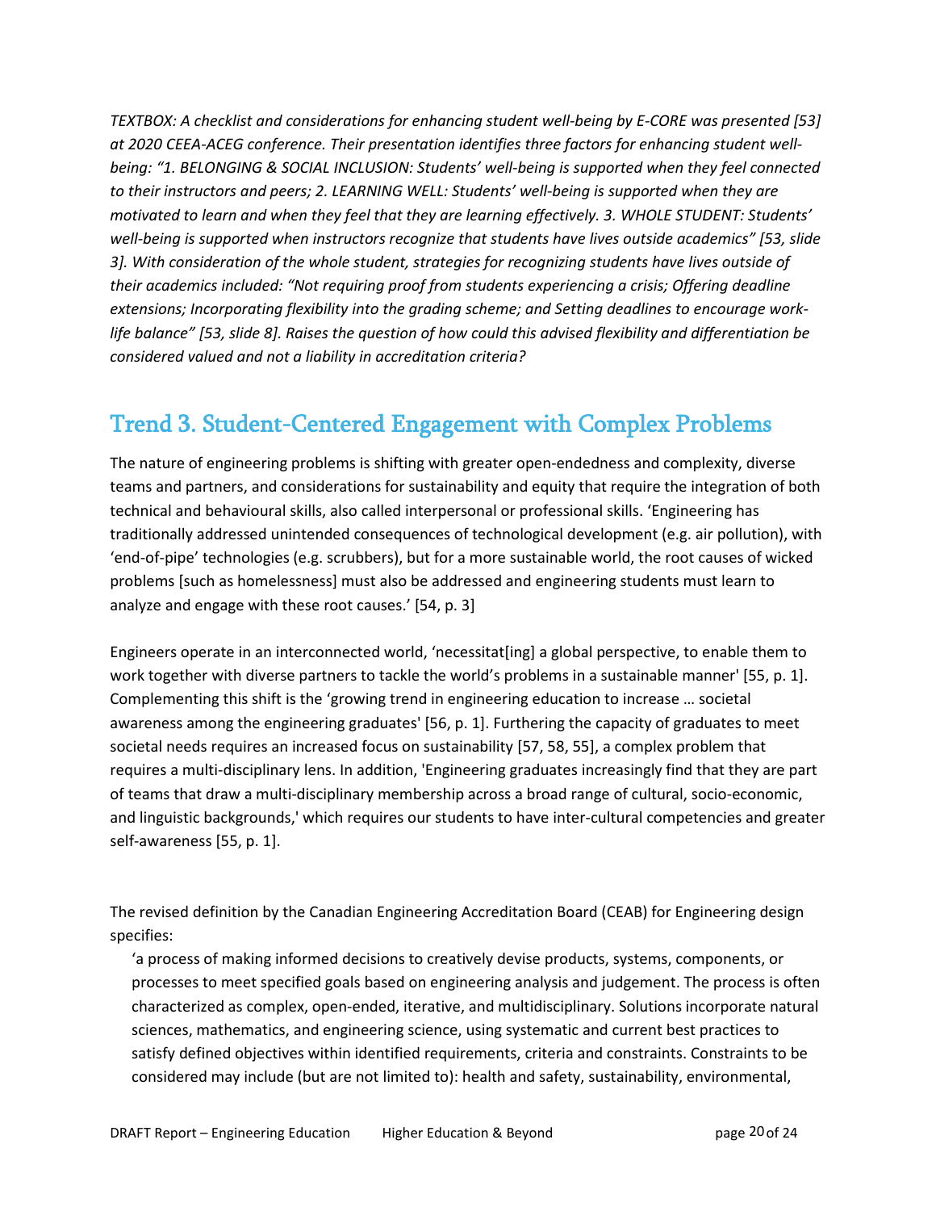*TEXTBOX: A checklist and considerations for enhancing student well-being by E-CORE was presented [53] at 2020 CEEA-ACEG conference. Their presentation identifies three factors for enhancing student well-being: "1. BELONGING & SOCIAL INCLUSION: Students' well-being is supported when they feel connected to their instructors and peers; 2. LEARNING WELL: Students' well-being is supported when they are motivated to learn and when they feel that they are learning effectively. 3. WHOLE STUDENT: Students' well-being is supported when instructors recognize that students have lives outside academics" [53, slide 3]. With consideration of the whole student, strategies for recognizing students have lives outside of their academics included: "Not requiring proof from students experiencing a crisis; Offering deadline extensions; Incorporating flexibility into the grading scheme; and Setting deadlines to encourage work-life balance" [53, slide 8]. Raises the question of how could this advised flexibility and differentiation be considered valued and not a liability in accreditation criteria?*

## Trend 3. Student-Centered Engagement with Complex Problems

The nature of engineering problems is shifting with greater open-endedness and complexity, diverse teams and partners, and considerations for sustainability and equity that require the integration of both technical and behavioural skills, also called interpersonal or professional skills. 'Engineering has traditionally addressed unintended consequences of technological development (e.g. air pollution), with 'end-of-pipe' technologies (e.g. scrubbers), but for a more sustainable world, the root causes of wicked problems [such as homelessness] must also be addressed and engineering students must learn to analyze and engage with these root causes.' [54, p. 3]

Engineers operate in an interconnected world, 'necessitat[ing] a global perspective, to enable them to work together with diverse partners to tackle the world's problems in a sustainable manner' [55, p. 1]. Complementing this shift is the 'growing trend in engineering education to increase … societal awareness among the engineering graduates' [56, p. 1]. Furthering the capacity of graduates to meet societal needs requires an increased focus on sustainability [57, 58, 55], a complex problem that requires a multi-disciplinary lens. In addition, 'Engineering graduates increasingly find that they are part of teams that draw a multi-disciplinary membership across a broad range of cultural, socio-economic, and linguistic backgrounds,' which requires our students to have inter-cultural competencies and greater self-awareness [55, p. 1].

The revised definition by the Canadian Engineering Accreditation Board (CEAB) for Engineering design specifies:

> 'a process of making informed decisions to creatively devise products, systems, components, or processes to meet specified goals based on engineering analysis and judgement. The process is often characterized as complex, open-ended, iterative, and multidisciplinary. Solutions incorporate natural sciences, mathematics, and engineering science, using systematic and current best practices to satisfy defined objectives within identified requirements, criteria and constraints. Constraints to be considered may include (but are not limited to): health and safety, sustainability, environmental,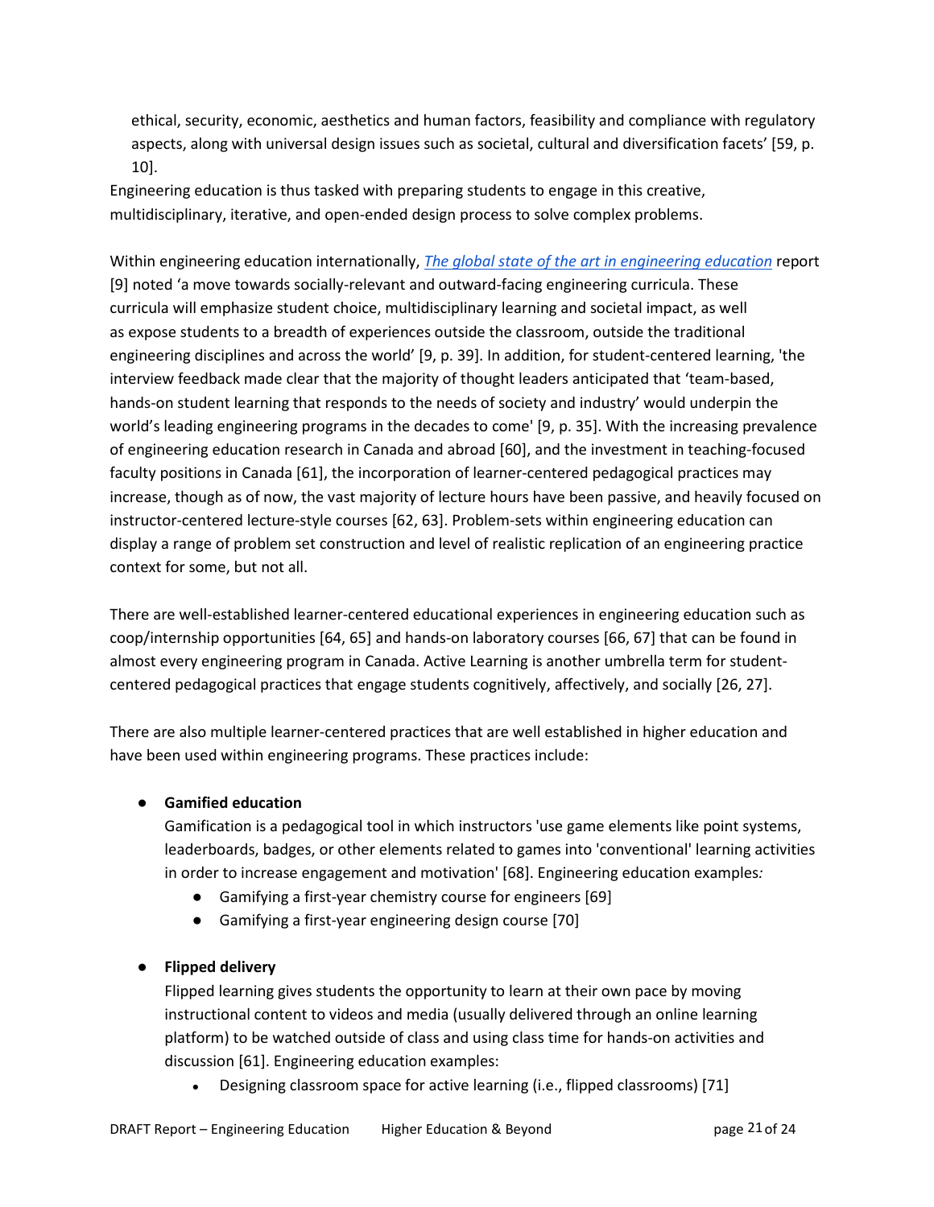ethical, security, economic, aesthetics and human factors, feasibility and compliance with regulatory aspects, along with universal design issues such as societal, cultural and diversification facets' [59, p. 10].

Engineering education is thus tasked with preparing students to engage in this creative, multidisciplinary, iterative, and open-ended design process to solve complex problems.

Within engineering education internationally, *The global state of the art in engineering education* report [9] noted 'a move towards socially-relevant and outward-facing engineering curricula. These curricula will emphasize student choice, multidisciplinary learning and societal impact, as well as expose students to a breadth of experiences outside the classroom, outside the traditional engineering disciplines and across the world' [9, p. 39]. In addition, for student-centered learning, 'the interview feedback made clear that the majority of thought leaders anticipated that 'team-based, hands-on student learning that responds to the needs of society and industry' would underpin the world's leading engineering programs in the decades to come' [9, p. 35]. With the increasing prevalence of engineering education research in Canada and abroad [60], and the investment in teaching-focused faculty positions in Canada [61], the incorporation of learner-centered pedagogical practices may increase, though as of now, the vast majority of lecture hours have been passive, and heavily focused on instructor-centered lecture-style courses [62, 63]. Problem-sets within engineering education can display a range of problem set construction and level of realistic replication of an engineering practice context for some, but not all.

There are well-established learner-centered educational experiences in engineering education such as coop/internship opportunities [64, 65] and hands-on laboratory courses [66, 67] that can be found in almost every engineering program in Canada. Active Learning is another umbrella term for student-centered pedagogical practices that engage students cognitively, affectively, and socially [26, 27].

There are also multiple learner-centered practices that are well established in higher education and have been used within engineering programs. These practices include:

- **Gamified education**
  Gamification is a pedagogical tool in which instructors 'use game elements like point systems, leaderboards, badges, or other elements related to games into 'conventional' learning activities in order to increase engagement and motivation' [68]. Engineering education examples*:*
  - Gamifying a first-year chemistry course for engineers [69]
  - Gamifying a first-year engineering design course [70]

- **Flipped delivery**
  Flipped learning gives students the opportunity to learn at their own pace by moving instructional content to videos and media (usually delivered through an online learning platform) to be watched outside of class and using class time for hands-on activities and discussion [61]. Engineering education examples:
  - Designing classroom space for active learning (i.e., flipped classrooms) [71]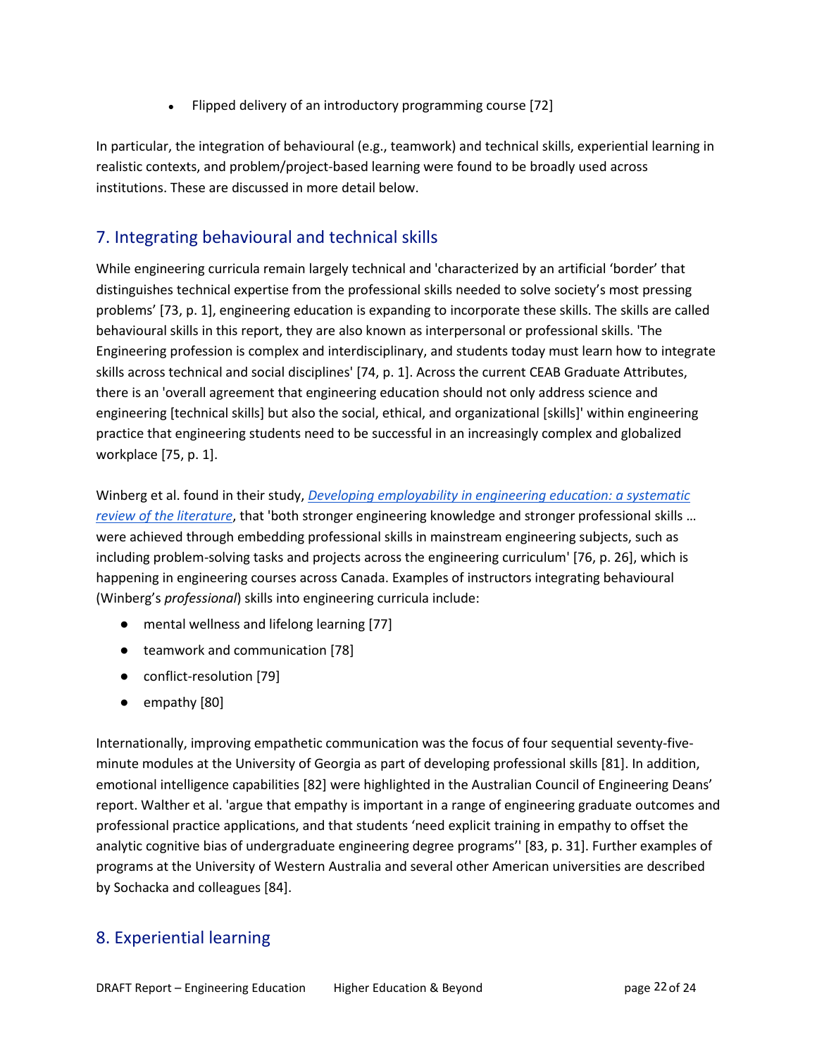- Flipped delivery of an introductory programming course [72]

In particular, the integration of behavioural (e.g., teamwork) and technical skills, experiential learning in realistic contexts, and problem/project-based learning were found to be broadly used across institutions. These are discussed in more detail below.

## 7. Integrating behavioural and technical skills

While engineering curricula remain largely technical and 'characterized by an artificial 'border' that distinguishes technical expertise from the professional skills needed to solve society's most pressing problems' [73, p. 1], engineering education is expanding to incorporate these skills. The skills are called behavioural skills in this report, they are also known as interpersonal or professional skills. 'The Engineering profession is complex and interdisciplinary, and students today must learn how to integrate skills across technical and social disciplines' [74, p. 1]. Across the current CEAB Graduate Attributes, there is an 'overall agreement that engineering education should not only address science and engineering [technical skills] but also the social, ethical, and organizational [skills]' within engineering practice that engineering students need to be successful in an increasingly complex and globalized workplace [75, p. 1].

Winberg et al. found in their study, *Developing employability in engineering education: a systematic review of the literature*, that 'both stronger engineering knowledge and stronger professional skills … were achieved through embedding professional skills in mainstream engineering subjects, such as including problem-solving tasks and projects across the engineering curriculum' [76, p. 26], which is happening in engineering courses across Canada. Examples of instructors integrating behavioural (Winberg's *professional*) skills into engineering curricula include:

- mental wellness and lifelong learning [77]
- teamwork and communication [78]
- conflict-resolution [79]
- empathy [80]

Internationally, improving empathetic communication was the focus of four sequential seventy-five-minute modules at the University of Georgia as part of developing professional skills [81]. In addition, emotional intelligence capabilities [82] were highlighted in the Australian Council of Engineering Deans' report. Walther et al. 'argue that empathy is important in a range of engineering graduate outcomes and professional practice applications, and that students 'need explicit training in empathy to offset the analytic cognitive bias of undergraduate engineering degree programs'' [83, p. 31]. Further examples of programs at the University of Western Australia and several other American universities are described by Sochacka and colleagues [84].

## 8. Experiential learning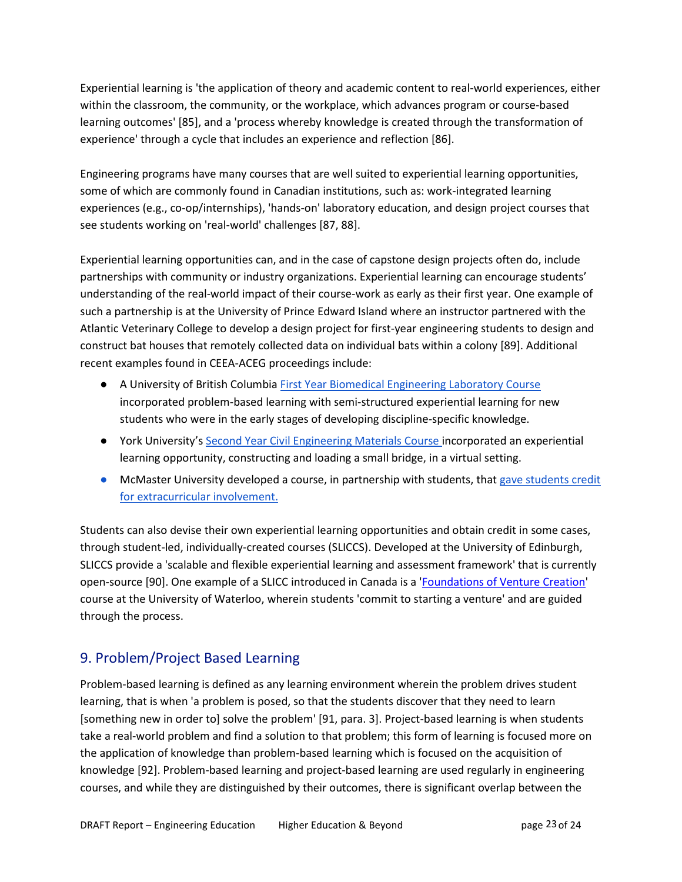Experiential learning is 'the application of theory and academic content to real-world experiences, either within the classroom, the community, or the workplace, which advances program or course-based learning outcomes' [85], and a 'process whereby knowledge is created through the transformation of experience' through a cycle that includes an experience and reflection [86].

Engineering programs have many courses that are well suited to experiential learning opportunities, some of which are commonly found in Canadian institutions, such as: work-integrated learning experiences (e.g., co-op/internships), 'hands-on' laboratory education, and design project courses that see students working on 'real-world' challenges [87, 88].

Experiential learning opportunities can, and in the case of capstone design projects often do, include partnerships with community or industry organizations. Experiential learning can encourage students' understanding of the real-world impact of their course-work as early as their first year. One example of such a partnership is at the University of Prince Edward Island where an instructor partnered with the Atlantic Veterinary College to develop a design project for first-year engineering students to design and construct bat houses that remotely collected data on individual bats within a colony [89]. Additional recent examples found in CEEA-ACEG proceedings include:

- A University of British Columbia First Year Biomedical Engineering Laboratory Course incorporated problem-based learning with semi-structured experiential learning for new students who were in the early stages of developing discipline-specific knowledge.
- York University's Second Year Civil Engineering Materials Course incorporated an experiential learning opportunity, constructing and loading a small bridge, in a virtual setting.
- McMaster University developed a course, in partnership with students, that gave students credit for extracurricular involvement.

Students can also devise their own experiential learning opportunities and obtain credit in some cases, through student-led, individually-created courses (SLICCS). Developed at the University of Edinburgh, SLICCS provide a 'scalable and flexible experiential learning and assessment framework' that is currently open-source [90]. One example of a SLICC introduced in Canada is a 'Foundations of Venture Creation' course at the University of Waterloo, wherein students 'commit to starting a venture' and are guided through the process.

## 9. Problem/Project Based Learning

Problem-based learning is defined as any learning environment wherein the problem drives student learning, that is when 'a problem is posed, so that the students discover that they need to learn [something new in order to] solve the problem' [91, para. 3]. Project-based learning is when students take a real-world problem and find a solution to that problem; this form of learning is focused more on the application of knowledge than problem-based learning which is focused on the acquisition of knowledge [92]. Problem-based learning and project-based learning are used regularly in engineering courses, and while they are distinguished by their outcomes, there is significant overlap between the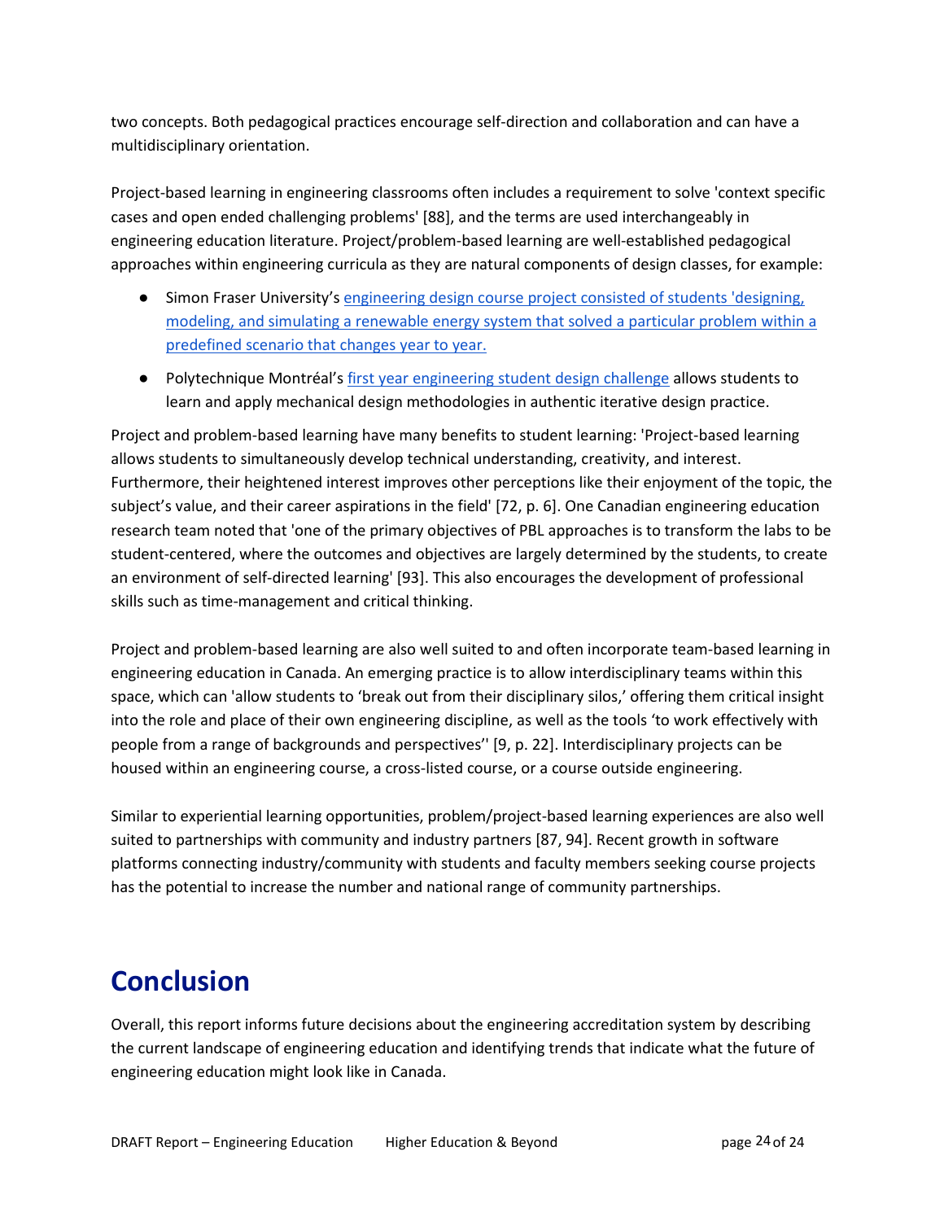two concepts. Both pedagogical practices encourage self-direction and collaboration and can have a multidisciplinary orientation.

Project-based learning in engineering classrooms often includes a requirement to solve 'context specific cases and open ended challenging problems' [88], and the terms are used interchangeably in engineering education literature. Project/problem-based learning are well-established pedagogical approaches within engineering curricula as they are natural components of design classes, for example:

- Simon Fraser University's engineering design course project consisted of students 'designing, modeling, and simulating a renewable energy system that solved a particular problem within a predefined scenario that changes year to year.
- Polytechnique Montréal's first year engineering student design challenge allows students to learn and apply mechanical design methodologies in authentic iterative design practice.

Project and problem-based learning have many benefits to student learning: 'Project-based learning allows students to simultaneously develop technical understanding, creativity, and interest. Furthermore, their heightened interest improves other perceptions like their enjoyment of the topic, the subject's value, and their career aspirations in the field' [72, p. 6]. One Canadian engineering education research team noted that 'one of the primary objectives of PBL approaches is to transform the labs to be student-centered, where the outcomes and objectives are largely determined by the students, to create an environment of self-directed learning' [93]. This also encourages the development of professional skills such as time-management and critical thinking.

Project and problem-based learning are also well suited to and often incorporate team-based learning in engineering education in Canada. An emerging practice is to allow interdisciplinary teams within this space, which can 'allow students to 'break out from their disciplinary silos,' offering them critical insight into the role and place of their own engineering discipline, as well as the tools 'to work effectively with people from a range of backgrounds and perspectives'' [9, p. 22]. Interdisciplinary projects can be housed within an engineering course, a cross-listed course, or a course outside engineering.

Similar to experiential learning opportunities, problem/project-based learning experiences are also well suited to partnerships with community and industry partners [87, 94]. Recent growth in software platforms connecting industry/community with students and faculty members seeking course projects has the potential to increase the number and national range of community partnerships.

# Conclusion

Overall, this report informs future decisions about the engineering accreditation system by describing the current landscape of engineering education and identifying trends that indicate what the future of engineering education might look like in Canada.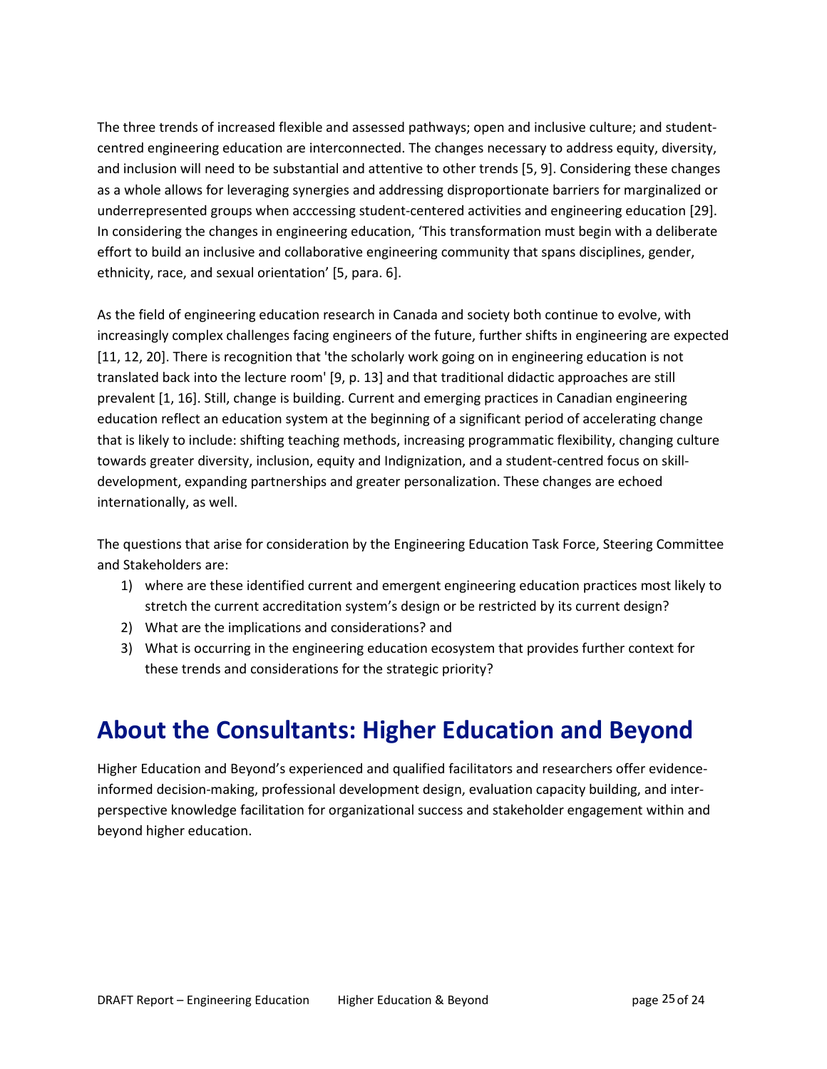The three trends of increased flexible and assessed pathways; open and inclusive culture; and student-centred engineering education are interconnected. The changes necessary to address equity, diversity, and inclusion will need to be substantial and attentive to other trends [5, 9]. Considering these changes as a whole allows for leveraging synergies and addressing disproportionate barriers for marginalized or underrepresented groups when acccessing student-centered activities and engineering education [29]. In considering the changes in engineering education, 'This transformation must begin with a deliberate effort to build an inclusive and collaborative engineering community that spans disciplines, gender, ethnicity, race, and sexual orientation' [5, para. 6].

As the field of engineering education research in Canada and society both continue to evolve, with increasingly complex challenges facing engineers of the future, further shifts in engineering are expected [11, 12, 20]. There is recognition that 'the scholarly work going on in engineering education is not translated back into the lecture room' [9, p. 13] and that traditional didactic approaches are still prevalent [1, 16]. Still, change is building. Current and emerging practices in Canadian engineering education reflect an education system at the beginning of a significant period of accelerating change that is likely to include: shifting teaching methods, increasing programmatic flexibility, changing culture towards greater diversity, inclusion, equity and Indignization, and a student-centred focus on skill-development, expanding partnerships and greater personalization. These changes are echoed internationally, as well.

The questions that arise for consideration by the Engineering Education Task Force, Steering Committee and Stakeholders are:

1) where are these identified current and emergent engineering education practices most likely to stretch the current accreditation system's design or be restricted by its current design?
2) What are the implications and considerations? and
3) What is occurring in the engineering education ecosystem that provides further context for these trends and considerations for the strategic priority?

# About the Consultants: Higher Education and Beyond

Higher Education and Beyond's experienced and qualified facilitators and researchers offer evidence-informed decision-making, professional development design, evaluation capacity building, and inter-perspective knowledge facilitation for organizational success and stakeholder engagement within and beyond higher education.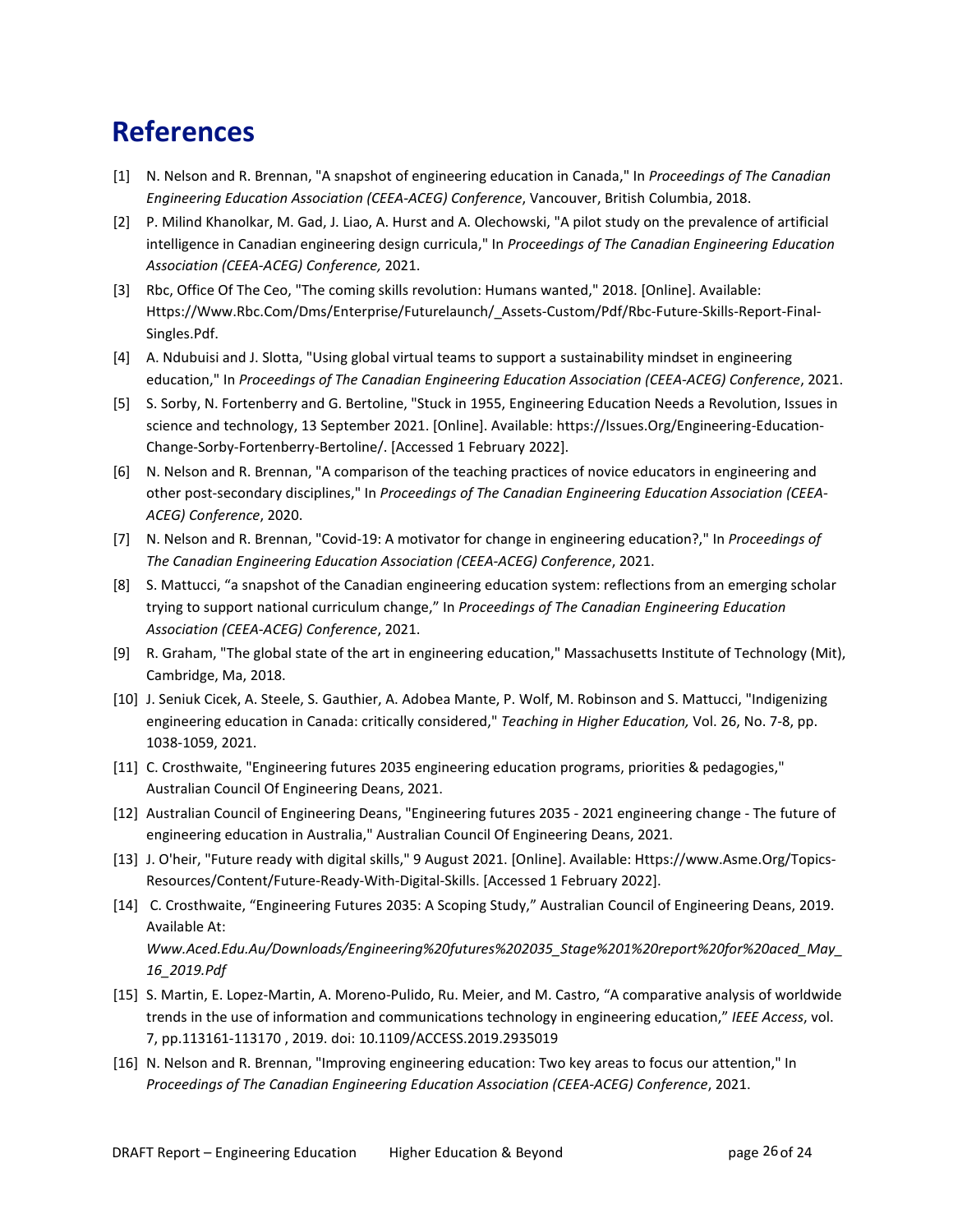# References

[1] N. Nelson and R. Brennan, "A snapshot of engineering education in Canada," In *Proceedings of The Canadian Engineering Education Association (CEEA-ACEG) Conference*, Vancouver, British Columbia, 2018.

[2] P. Milind Khanolkar, M. Gad, J. Liao, A. Hurst and A. Olechowski, "A pilot study on the prevalence of artificial intelligence in Canadian engineering design curricula," In *Proceedings of The Canadian Engineering Education Association (CEEA-ACEG) Conference,* 2021.

[3] Rbc, Office Of The Ceo, "The coming skills revolution: Humans wanted," 2018. [Online]. Available: Https://Www.Rbc.Com/Dms/Enterprise/Futurelaunch/_Assets-Custom/Pdf/Rbc-Future-Skills-Report-Final-Singles.Pdf.

[4] A. Ndubuisi and J. Slotta, "Using global virtual teams to support a sustainability mindset in engineering education," In *Proceedings of The Canadian Engineering Education Association (CEEA-ACEG) Conference*, 2021.

[5] S. Sorby, N. Fortenberry and G. Bertoline, "Stuck in 1955, Engineering Education Needs a Revolution, Issues in science and technology, 13 September 2021. [Online]. Available: https://Issues.Org/Engineering-Education-Change-Sorby-Fortenberry-Bertoline/. [Accessed 1 February 2022].

[6] N. Nelson and R. Brennan, "A comparison of the teaching practices of novice educators in engineering and other post-secondary disciplines," In *Proceedings of The Canadian Engineering Education Association (CEEA-ACEG) Conference*, 2020.

[7] N. Nelson and R. Brennan, "Covid-19: A motivator for change in engineering education?," In *Proceedings of The Canadian Engineering Education Association (CEEA-ACEG) Conference*, 2021.

[8] S. Mattucci, "a snapshot of the Canadian engineering education system: reflections from an emerging scholar trying to support national curriculum change," In *Proceedings of The Canadian Engineering Education Association (CEEA-ACEG) Conference*, 2021.

[9] R. Graham, "The global state of the art in engineering education," Massachusetts Institute of Technology (Mit), Cambridge, Ma, 2018.

[10] J. Seniuk Cicek, A. Steele, S. Gauthier, A. Adobea Mante, P. Wolf, M. Robinson and S. Mattucci, "Indigenizing engineering education in Canada: critically considered," *Teaching in Higher Education,* Vol. 26, No. 7-8, pp. 1038-1059, 2021.

[11] C. Crosthwaite, "Engineering futures 2035 engineering education programs, priorities & pedagogies," Australian Council Of Engineering Deans, 2021.

[12] Australian Council of Engineering Deans, "Engineering futures 2035 - 2021 engineering change - The future of engineering education in Australia," Australian Council Of Engineering Deans, 2021.

[13] J. O'heir, "Future ready with digital skills," 9 August 2021. [Online]. Available: Https://www.Asme.Org/Topics-Resources/Content/Future-Ready-With-Digital-Skills. [Accessed 1 February 2022].

[14] C. Crosthwaite, "Engineering Futures 2035: A Scoping Study," Australian Council of Engineering Deans, 2019. Available At: *Www.Aced.Edu.Au/Downloads/Engineering%20futures%202035_Stage%201%20report%20for%20aced_May_16_2019.Pdf*

[15] S. Martin, E. Lopez-Martin, A. Moreno-Pulido, Ru. Meier, and M. Castro, "A comparative analysis of worldwide trends in the use of information and communications technology in engineering education," *IEEE Access*, vol. 7, pp.113161-113170 , 2019. doi: 10.1109/ACCESS.2019.2935019

[16] N. Nelson and R. Brennan, "Improving engineering education: Two key areas to focus our attention," In *Proceedings of The Canadian Engineering Education Association (CEEA-ACEG) Conference*, 2021.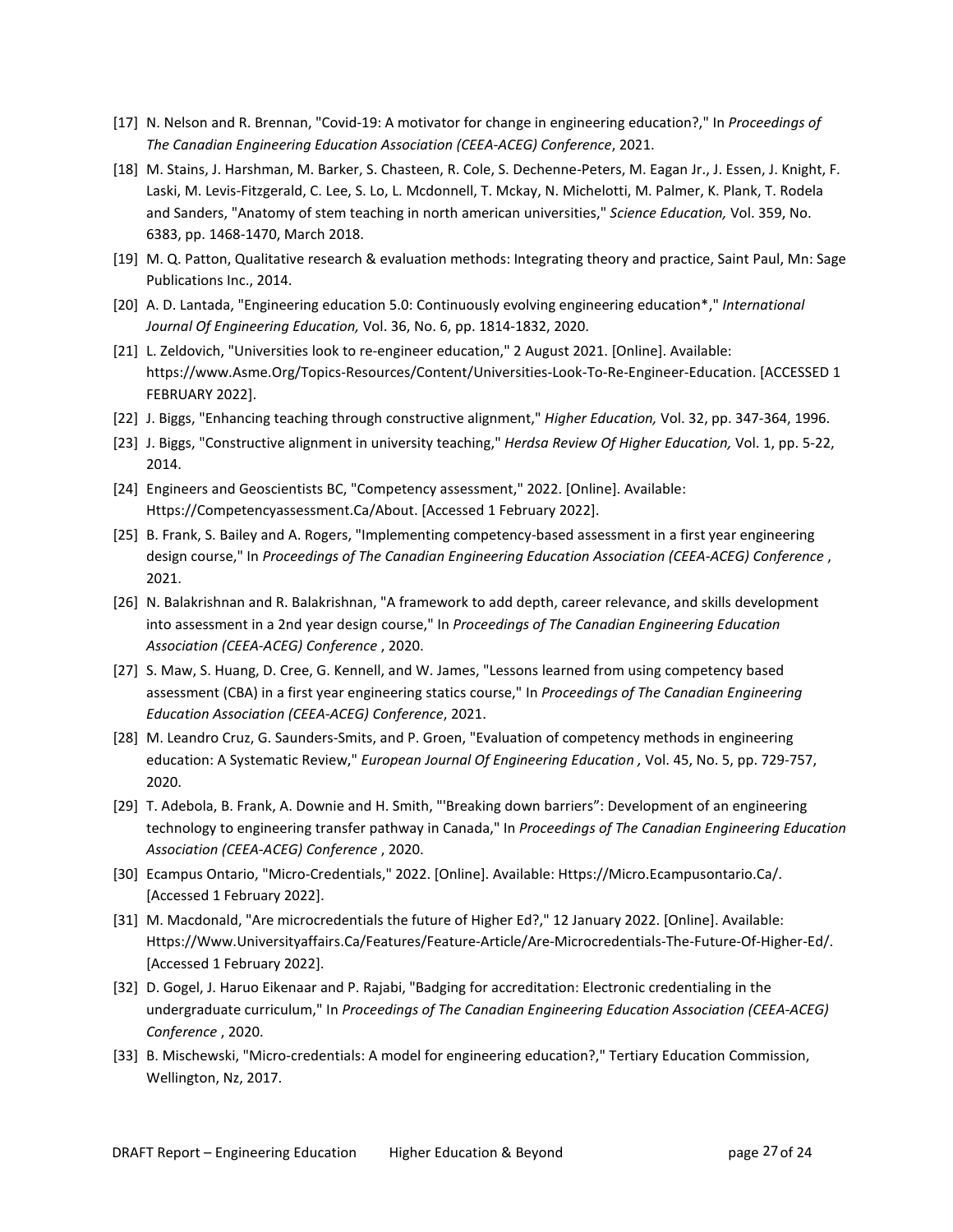[17] N. Nelson and R. Brennan, "Covid-19: A motivator for change in engineering education?," In *Proceedings of The Canadian Engineering Education Association (CEEA-ACEG) Conference*, 2021.

[18] M. Stains, J. Harshman, M. Barker, S. Chasteen, R. Cole, S. Dechenne-Peters, M. Eagan Jr., J. Essen, J. Knight, F. Laski, M. Levis-Fitzgerald, C. Lee, S. Lo, L. Mcdonnell, T. Mckay, N. Michelotti, M. Palmer, K. Plank, T. Rodela and Sanders, "Anatomy of stem teaching in north american universities," *Science Education,* Vol. 359, No. 6383, pp. 1468-1470, March 2018.

[19] M. Q. Patton, Qualitative research & evaluation methods: Integrating theory and practice, Saint Paul, Mn: Sage Publications Inc., 2014.

[20] A. D. Lantada, "Engineering education 5.0: Continuously evolving engineering education*," *International Journal Of Engineering Education,* Vol. 36, No. 6, pp. 1814-1832, 2020.

[21] L. Zeldovich, "Universities look to re-engineer education," 2 August 2021. [Online]. Available: https://www.Asme.Org/Topics-Resources/Content/Universities-Look-To-Re-Engineer-Education. [ACCESSED 1 FEBRUARY 2022].

[22] J. Biggs, "Enhancing teaching through constructive alignment," *Higher Education,* Vol. 32, pp. 347-364, 1996.

[23] J. Biggs, "Constructive alignment in university teaching," *Herdsa Review Of Higher Education,* Vol. 1, pp. 5-22, 2014.

[24] Engineers and Geoscientists BC, "Competency assessment," 2022. [Online]. Available: Https://Competencyassessment.Ca/About. [Accessed 1 February 2022].

[25] B. Frank, S. Bailey and A. Rogers, "Implementing competency-based assessment in a first year engineering design course," In *Proceedings of The Canadian Engineering Education Association (CEEA-ACEG) Conference* , 2021.

[26] N. Balakrishnan and R. Balakrishnan, "A framework to add depth, career relevance, and skills development into assessment in a 2nd year design course," In *Proceedings of The Canadian Engineering Education Association (CEEA-ACEG) Conference* , 2020.

[27] S. Maw, S. Huang, D. Cree, G. Kennell, and W. James, "Lessons learned from using competency based assessment (CBA) in a first year engineering statics course," In *Proceedings of The Canadian Engineering Education Association (CEEA-ACEG) Conference*, 2021.

[28] M. Leandro Cruz, G. Saunders-Smits, and P. Groen, "Evaluation of competency methods in engineering education: A Systematic Review," *European Journal Of Engineering Education ,* Vol. 45, No. 5, pp. 729-757, 2020.

[29] T. Adebola, B. Frank, A. Downie and H. Smith, "'Breaking down barriers": Development of an engineering technology to engineering transfer pathway in Canada," In *Proceedings of The Canadian Engineering Education Association (CEEA-ACEG) Conference* , 2020.

[30] Ecampus Ontario, "Micro-Credentials," 2022. [Online]. Available: Https://Micro.Ecampusontario.Ca/. [Accessed 1 February 2022].

[31] M. Macdonald, "Are microcredentials the future of Higher Ed?," 12 January 2022. [Online]. Available: Https://Www.Universityaffairs.Ca/Features/Feature-Article/Are-Microcredentials-The-Future-Of-Higher-Ed/. [Accessed 1 February 2022].

[32] D. Gogel, J. Haruo Eikenaar and P. Rajabi, "Badging for accreditation: Electronic credentialing in the undergraduate curriculum," In *Proceedings of The Canadian Engineering Education Association (CEEA-ACEG) Conference* , 2020.

[33] B. Mischewski, "Micro-credentials: A model for engineering education?," Tertiary Education Commission, Wellington, Nz, 2017.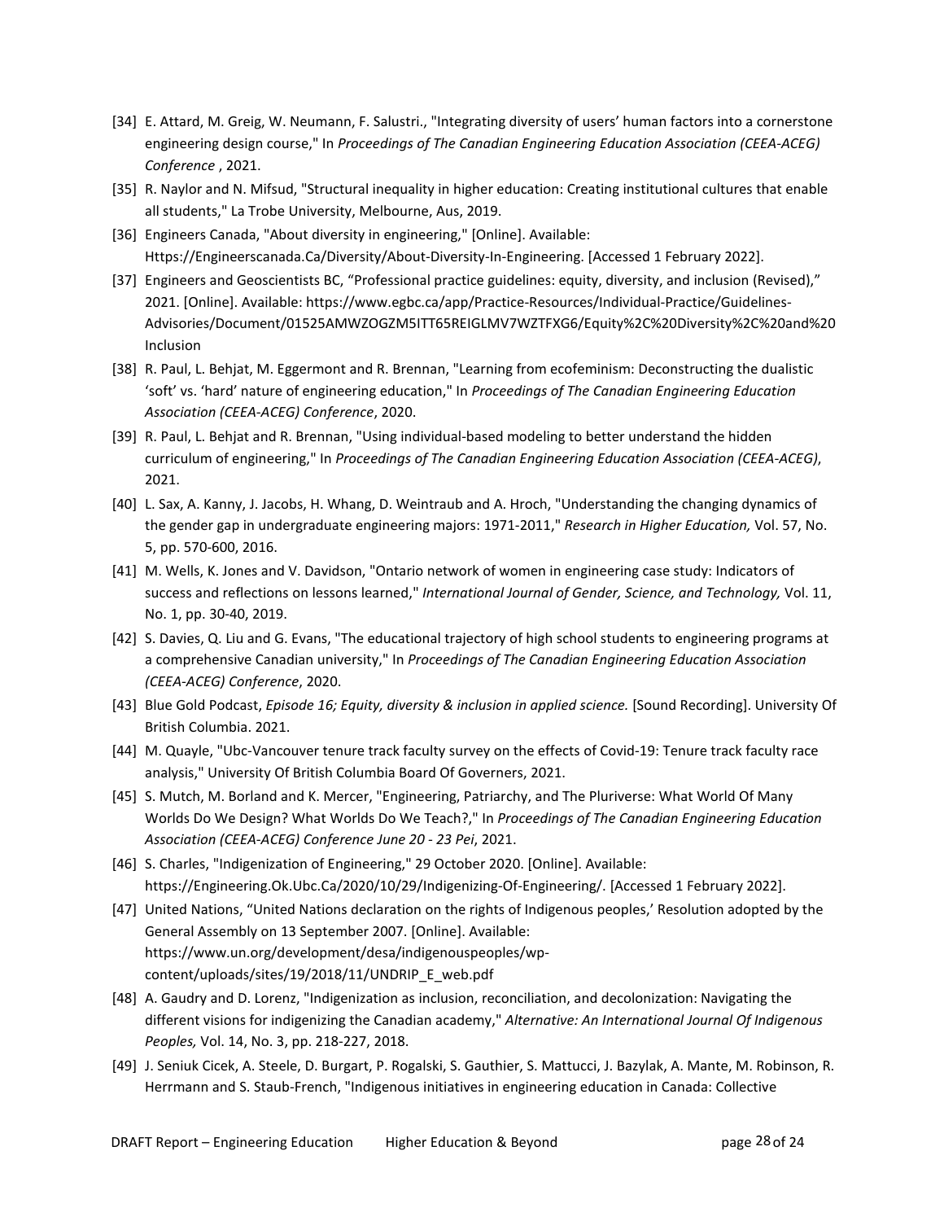[34] E. Attard, M. Greig, W. Neumann, F. Salustri., "Integrating diversity of users' human factors into a cornerstone engineering design course," In *Proceedings of The Canadian Engineering Education Association (CEEA-ACEG) Conference* , 2021.

[35] R. Naylor and N. Mifsud, "Structural inequality in higher education: Creating institutional cultures that enable all students," La Trobe University, Melbourne, Aus, 2019.

[36] Engineers Canada, "About diversity in engineering," [Online]. Available: Https://Engineerscanada.Ca/Diversity/About-Diversity-In-Engineering. [Accessed 1 February 2022].

[37] Engineers and Geoscientists BC, "Professional practice guidelines: equity, diversity, and inclusion (Revised)," 2021. [Online]. Available: https://www.egbc.ca/app/Practice-Resources/Individual-Practice/Guidelines-Advisories/Document/01525AMWZOGZM5ITT65REIGLMV7WZTFXG6/Equity%2C%20Diversity%2C%20and%20Inclusion

[38] R. Paul, L. Behjat, M. Eggermont and R. Brennan, "Learning from ecofeminism: Deconstructing the dualistic 'soft' vs. 'hard' nature of engineering education," In *Proceedings of The Canadian Engineering Education Association (CEEA-ACEG) Conference*, 2020.

[39] R. Paul, L. Behjat and R. Brennan, "Using individual-based modeling to better understand the hidden curriculum of engineering," In *Proceedings of The Canadian Engineering Education Association (CEEA-ACEG)*, 2021.

[40] L. Sax, A. Kanny, J. Jacobs, H. Whang, D. Weintraub and A. Hroch, "Understanding the changing dynamics of the gender gap in undergraduate engineering majors: 1971-2011," *Research in Higher Education,* Vol. 57, No. 5, pp. 570-600, 2016.

[41] M. Wells, K. Jones and V. Davidson, "Ontario network of women in engineering case study: Indicators of success and reflections on lessons learned," *International Journal of Gender, Science, and Technology,* Vol. 11, No. 1, pp. 30-40, 2019.

[42] S. Davies, Q. Liu and G. Evans, "The educational trajectory of high school students to engineering programs at a comprehensive Canadian university," In *Proceedings of The Canadian Engineering Education Association (CEEA-ACEG) Conference*, 2020.

[43] Blue Gold Podcast, *Episode 16; Equity, diversity & inclusion in applied science.* [Sound Recording]. University Of British Columbia. 2021.

[44] M. Quayle, "Ubc-Vancouver tenure track faculty survey on the effects of Covid-19: Tenure track faculty race analysis," University Of British Columbia Board Of Governers, 2021.

[45] S. Mutch, M. Borland and K. Mercer, "Engineering, Patriarchy, and The Pluriverse: What World Of Many Worlds Do We Design? What Worlds Do We Teach?," In *Proceedings of The Canadian Engineering Education Association (CEEA-ACEG) Conference June 20 - 23 Pei*, 2021.

[46] S. Charles, "Indigenization of Engineering," 29 October 2020. [Online]. Available: https://Engineering.Ok.Ubc.Ca/2020/10/29/Indigenizing-Of-Engineering/. [Accessed 1 February 2022].

[47] United Nations, "United Nations declaration on the rights of Indigenous peoples,' Resolution adopted by the General Assembly on 13 September 2007. [Online]. Available: https://www.un.org/development/desa/indigenouspeoples/wp-content/uploads/sites/19/2018/11/UNDRIP_E_web.pdf

[48] A. Gaudry and D. Lorenz, "Indigenization as inclusion, reconciliation, and decolonization: Navigating the different visions for indigenizing the Canadian academy," *Alternative: An International Journal Of Indigenous Peoples,* Vol. 14, No. 3, pp. 218-227, 2018.

[49] J. Seniuk Cicek, A. Steele, D. Burgart, P. Rogalski, S. Gauthier, S. Mattucci, J. Bazylak, A. Mante, M. Robinson, R. Herrmann and S. Staub-French, "Indigenous initiatives in engineering education in Canada: Collective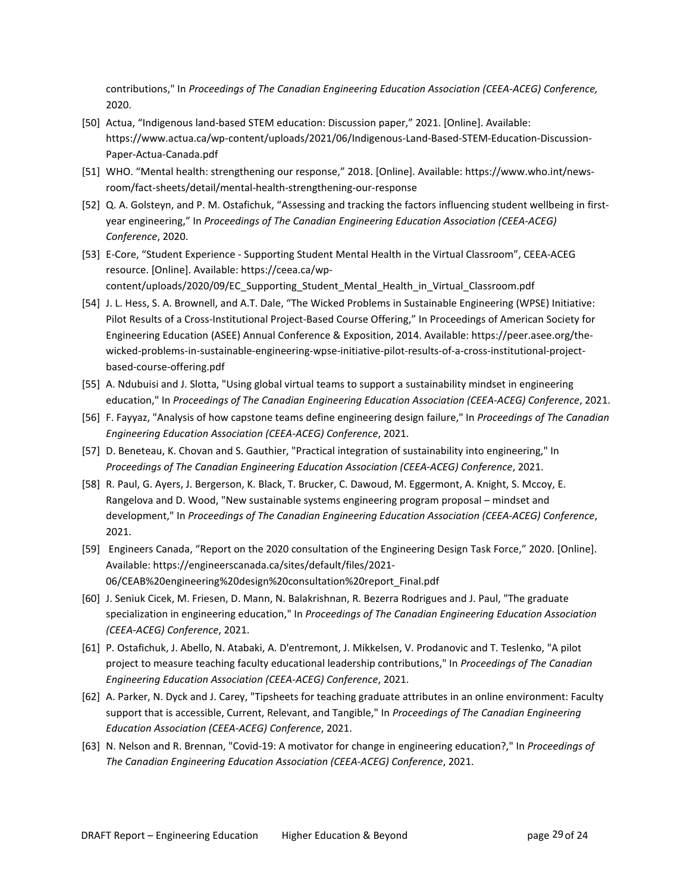contributions," In *Proceedings of The Canadian Engineering Education Association (CEEA-ACEG) Conference,* 2020.

[50] Actua, "Indigenous land-based STEM education: Discussion paper," 2021. [Online]. Available: https://www.actua.ca/wp-content/uploads/2021/06/Indigenous-Land-Based-STEM-Education-Discussion-Paper-Actua-Canada.pdf

[51] WHO. "Mental health: strengthening our response," 2018. [Online]. Available: https://www.who.int/news-room/fact-sheets/detail/mental-health-strengthening-our-response

[52] Q. A. Golsteyn, and P. M. Ostafichuk, "Assessing and tracking the factors influencing student wellbeing in first-year engineering," In *Proceedings of The Canadian Engineering Education Association (CEEA-ACEG) Conference*, 2020.

[53] E-Core, "Student Experience - Supporting Student Mental Health in the Virtual Classroom", CEEA-ACEG resource. [Online]. Available: https://ceea.ca/wp-content/uploads/2020/09/EC_Supporting_Student_Mental_Health_in_Virtual_Classroom.pdf

[54] J. L. Hess, S. A. Brownell, and A.T. Dale, "The Wicked Problems in Sustainable Engineering (WPSE) Initiative: Pilot Results of a Cross-Institutional Project-Based Course Offering," In Proceedings of American Society for Engineering Education (ASEE) Annual Conference & Exposition, 2014. Available: https://peer.asee.org/the-wicked-problems-in-sustainable-engineering-wpse-initiative-pilot-results-of-a-cross-institutional-project-based-course-offering.pdf

[55] A. Ndubuisi and J. Slotta, "Using global virtual teams to support a sustainability mindset in engineering education," In *Proceedings of The Canadian Engineering Education Association (CEEA-ACEG) Conference*, 2021.

[56] F. Fayyaz, "Analysis of how capstone teams define engineering design failure," In *Proceedings of The Canadian Engineering Education Association (CEEA-ACEG) Conference*, 2021.

[57] D. Beneteau, K. Chovan and S. Gauthier, "Practical integration of sustainability into engineering," In *Proceedings of The Canadian Engineering Education Association (CEEA-ACEG) Conference*, 2021.

[58] R. Paul, G. Ayers, J. Bergerson, K. Black, T. Brucker, C. Dawoud, M. Eggermont, A. Knight, S. Mccoy, E. Rangelova and D. Wood, "New sustainable systems engineering program proposal – mindset and development," In *Proceedings of The Canadian Engineering Education Association (CEEA-ACEG) Conference*, 2021.

[59] Engineers Canada, "Report on the 2020 consultation of the Engineering Design Task Force," 2020. [Online]. Available: https://engineerscanada.ca/sites/default/files/2021-06/CEAB%20engineering%20design%20consultation%20report_Final.pdf

[60] J. Seniuk Cicek, M. Friesen, D. Mann, N. Balakrishnan, R. Bezerra Rodrigues and J. Paul, "The graduate specialization in engineering education," In *Proceedings of The Canadian Engineering Education Association (CEEA-ACEG) Conference*, 2021.

[61] P. Ostafichuk, J. Abello, N. Atabaki, A. D'entremont, J. Mikkelsen, V. Prodanovic and T. Teslenko, "A pilot project to measure teaching faculty educational leadership contributions," In *Proceedings of The Canadian Engineering Education Association (CEEA-ACEG) Conference*, 2021.

[62] A. Parker, N. Dyck and J. Carey, "Tipsheets for teaching graduate attributes in an online environment: Faculty support that is accessible, Current, Relevant, and Tangible," In *Proceedings of The Canadian Engineering Education Association (CEEA-ACEG) Conference*, 2021.

[63] N. Nelson and R. Brennan, "Covid-19: A motivator for change in engineering education?," In *Proceedings of The Canadian Engineering Education Association (CEEA-ACEG) Conference*, 2021.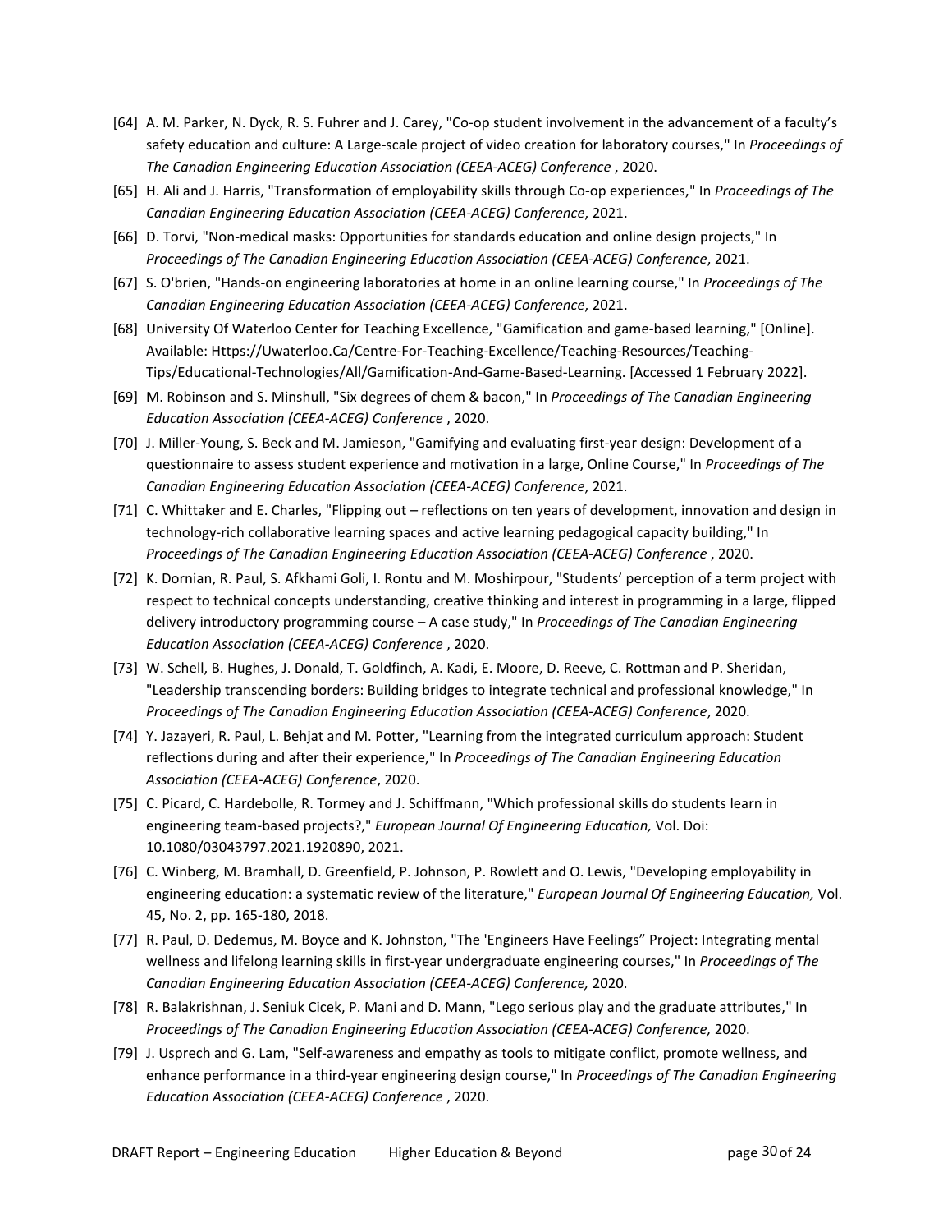[64] A. M. Parker, N. Dyck, R. S. Fuhrer and J. Carey, "Co-op student involvement in the advancement of a faculty's safety education and culture: A Large-scale project of video creation for laboratory courses," In *Proceedings of The Canadian Engineering Education Association (CEEA-ACEG) Conference* , 2020.

[65] H. Ali and J. Harris, "Transformation of employability skills through Co-op experiences," In *Proceedings of The Canadian Engineering Education Association (CEEA-ACEG) Conference*, 2021.

[66] D. Torvi, "Non-medical masks: Opportunities for standards education and online design projects," In *Proceedings of The Canadian Engineering Education Association (CEEA-ACEG) Conference*, 2021.

[67] S. O'brien, "Hands-on engineering laboratories at home in an online learning course," In *Proceedings of The Canadian Engineering Education Association (CEEA-ACEG) Conference*, 2021.

[68] University Of Waterloo Center for Teaching Excellence, "Gamification and game-based learning," [Online]. Available: Https://Uwaterloo.Ca/Centre-For-Teaching-Excellence/Teaching-Resources/Teaching-Tips/Educational-Technologies/All/Gamification-And-Game-Based-Learning. [Accessed 1 February 2022].

[69] M. Robinson and S. Minshull, "Six degrees of chem & bacon," In *Proceedings of The Canadian Engineering Education Association (CEEA-ACEG) Conference* , 2020.

[70] J. Miller-Young, S. Beck and M. Jamieson, "Gamifying and evaluating first-year design: Development of a questionnaire to assess student experience and motivation in a large, Online Course," In *Proceedings of The Canadian Engineering Education Association (CEEA-ACEG) Conference*, 2021.

[71] C. Whittaker and E. Charles, "Flipping out – reflections on ten years of development, innovation and design in technology-rich collaborative learning spaces and active learning pedagogical capacity building," In *Proceedings of The Canadian Engineering Education Association (CEEA-ACEG) Conference* , 2020.

[72] K. Dornian, R. Paul, S. Afkhami Goli, I. Rontu and M. Moshirpour, "Students' perception of a term project with respect to technical concepts understanding, creative thinking and interest in programming in a large, flipped delivery introductory programming course – A case study," In *Proceedings of The Canadian Engineering Education Association (CEEA-ACEG) Conference* , 2020.

[73] W. Schell, B. Hughes, J. Donald, T. Goldfinch, A. Kadi, E. Moore, D. Reeve, C. Rottman and P. Sheridan, "Leadership transcending borders: Building bridges to integrate technical and professional knowledge," In *Proceedings of The Canadian Engineering Education Association (CEEA-ACEG) Conference*, 2020.

[74] Y. Jazayeri, R. Paul, L. Behjat and M. Potter, "Learning from the integrated curriculum approach: Student reflections during and after their experience," In *Proceedings of The Canadian Engineering Education Association (CEEA-ACEG) Conference*, 2020.

[75] C. Picard, C. Hardebolle, R. Tormey and J. Schiffmann, "Which professional skills do students learn in engineering team-based projects?," *European Journal Of Engineering Education,* Vol. Doi: 10.1080/03043797.2021.1920890, 2021.

[76] C. Winberg, M. Bramhall, D. Greenfield, P. Johnson, P. Rowlett and O. Lewis, "Developing employability in engineering education: a systematic review of the literature," *European Journal Of Engineering Education,* Vol. 45, No. 2, pp. 165-180, 2018.

[77] R. Paul, D. Dedemus, M. Boyce and K. Johnston, "The 'Engineers Have Feelings" Project: Integrating mental wellness and lifelong learning skills in first-year undergraduate engineering courses," In *Proceedings of The Canadian Engineering Education Association (CEEA-ACEG) Conference,* 2020.

[78] R. Balakrishnan, J. Seniuk Cicek, P. Mani and D. Mann, "Lego serious play and the graduate attributes," In *Proceedings of The Canadian Engineering Education Association (CEEA-ACEG) Conference,* 2020.

[79] J. Usprech and G. Lam, "Self-awareness and empathy as tools to mitigate conflict, promote wellness, and enhance performance in a third-year engineering design course," In *Proceedings of The Canadian Engineering Education Association (CEEA-ACEG) Conference* , 2020.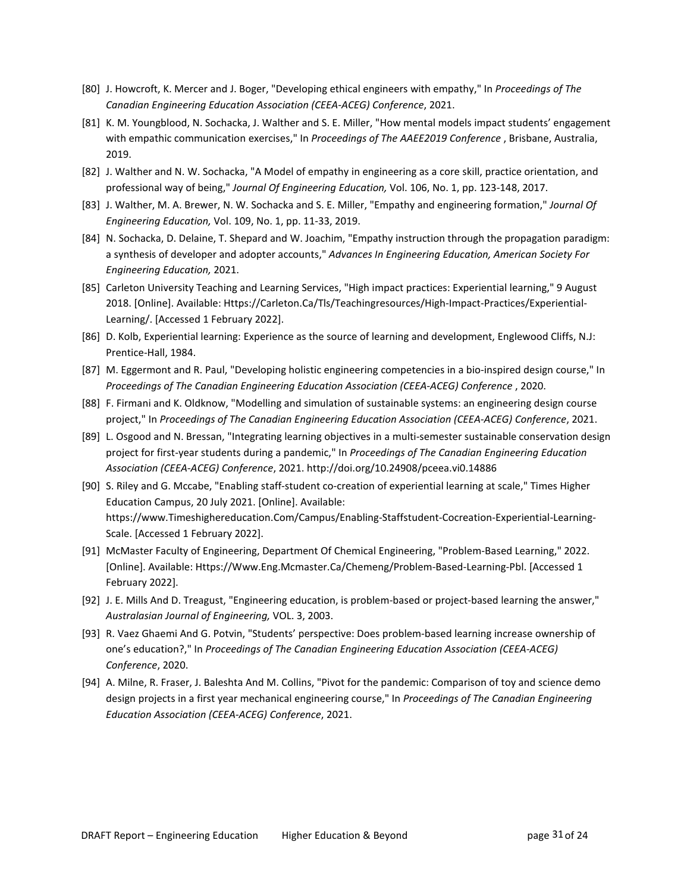[80] J. Howcroft, K. Mercer and J. Boger, "Developing ethical engineers with empathy," In *Proceedings of The Canadian Engineering Education Association (CEEA-ACEG) Conference*, 2021.

[81] K. M. Youngblood, N. Sochacka, J. Walther and S. E. Miller, "How mental models impact students' engagement with empathic communication exercises," In *Proceedings of The AAEE2019 Conference* , Brisbane, Australia, 2019.

[82] J. Walther and N. W. Sochacka, "A Model of empathy in engineering as a core skill, practice orientation, and professional way of being," *Journal Of Engineering Education,* Vol. 106, No. 1, pp. 123-148, 2017.

[83] J. Walther, M. A. Brewer, N. W. Sochacka and S. E. Miller, "Empathy and engineering formation," *Journal Of Engineering Education,* Vol. 109, No. 1, pp. 11-33, 2019.

[84] N. Sochacka, D. Delaine, T. Shepard and W. Joachim, "Empathy instruction through the propagation paradigm: a synthesis of developer and adopter accounts," *Advances In Engineering Education, American Society For Engineering Education,* 2021.

[85] Carleton University Teaching and Learning Services, "High impact practices: Experiential learning," 9 August 2018. [Online]. Available: Https://Carleton.Ca/Tls/Teachingresources/High-Impact-Practices/Experiential-Learning/. [Accessed 1 February 2022].

[86] D. Kolb, Experiential learning: Experience as the source of learning and development, Englewood Cliffs, N.J: Prentice-Hall, 1984.

[87] M. Eggermont and R. Paul, "Developing holistic engineering competencies in a bio-inspired design course," In *Proceedings of The Canadian Engineering Education Association (CEEA-ACEG) Conference* , 2020.

[88] F. Firmani and K. Oldknow, "Modelling and simulation of sustainable systems: an engineering design course project," In *Proceedings of The Canadian Engineering Education Association (CEEA-ACEG) Conference*, 2021.

[89] L. Osgood and N. Bressan, "Integrating learning objectives in a multi-semester sustainable conservation design project for first-year students during a pandemic," In *Proceedings of The Canadian Engineering Education Association (CEEA-ACEG) Conference*, 2021. http://doi.org/10.24908/pceea.vi0.14886

[90] S. Riley and G. Mccabe, "Enabling staff-student co-creation of experiential learning at scale," Times Higher Education Campus, 20 July 2021. [Online]. Available: https://www.Timeshighereducation.Com/Campus/Enabling-Staffstudent-Cocreation-Experiential-Learning-Scale. [Accessed 1 February 2022].

[91] McMaster Faculty of Engineering, Department Of Chemical Engineering, "Problem-Based Learning," 2022. [Online]. Available: Https://Www.Eng.Mcmaster.Ca/Chemeng/Problem-Based-Learning-Pbl. [Accessed 1 February 2022].

[92] J. E. Mills And D. Treagust, "Engineering education, is problem-based or project-based learning the answer," *Australasian Journal of Engineering,* VOL. 3, 2003.

[93] R. Vaez Ghaemi And G. Potvin, "Students' perspective: Does problem-based learning increase ownership of one's education?," In *Proceedings of The Canadian Engineering Education Association (CEEA-ACEG) Conference*, 2020.

[94] A. Milne, R. Fraser, J. Baleshta And M. Collins, "Pivot for the pandemic: Comparison of toy and science demo design projects in a first year mechanical engineering course," In *Proceedings of The Canadian Engineering Education Association (CEEA-ACEG) Conference*, 2021.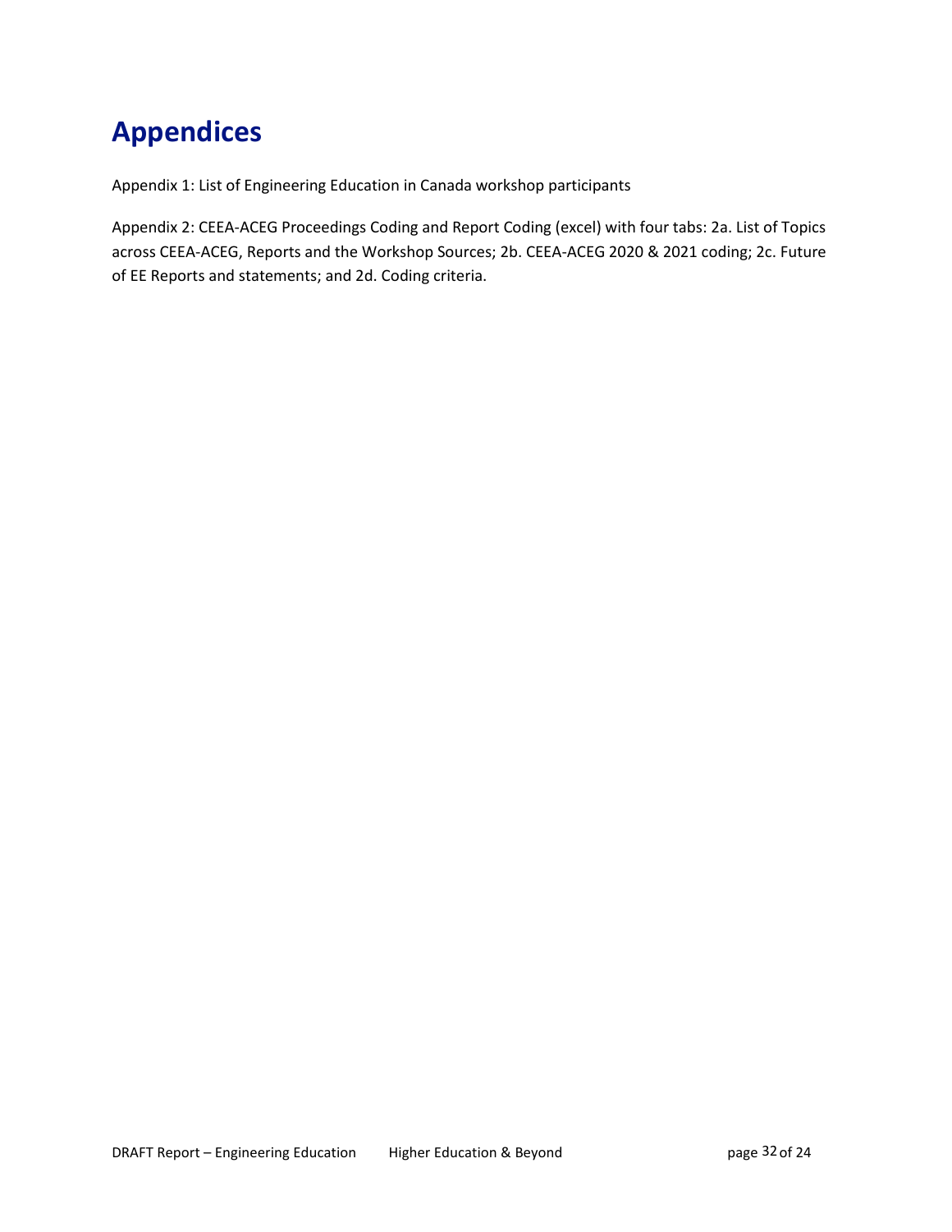# Appendices

Appendix 1: List of Engineering Education in Canada workshop participants

Appendix 2: CEEA-ACEG Proceedings Coding and Report Coding (excel) with four tabs: 2a. List of Topics across CEEA-ACEG, Reports and the Workshop Sources; 2b. CEEA-ACEG 2020 & 2021 coding; 2c. Future of EE Reports and statements; and 2d. Coding criteria.